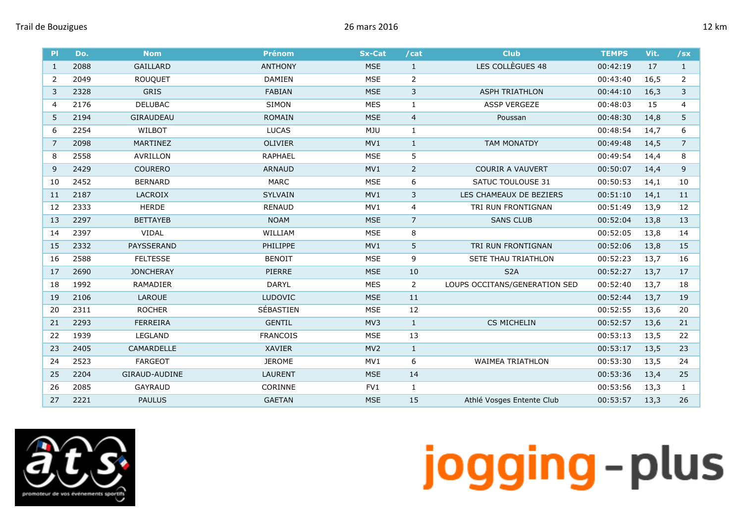Trail de Bouzigues 26 mars 2016 12 km

| Pl | Do. | Nom | Prénom | Sx-Cat | /cat | Club | TEMPS | Vit. | /sx |
|---|---|---|---|---|---|---|---|---|---|
| 1 | 2088 | GAILLARD | ANTHONY | MSE | 1 | LES COLLÈGUES 48 | 00:42:19 | 17 | 1 |
| 2 | 2049 | ROUQUET | DAMIEN | MSE | 2 | | 00:43:40 | 16,5 | 2 |
| 3 | 2328 | GRIS | FABIAN | MSE | 3 | ASPH TRIATHLON | 00:44:10 | 16,3 | 3 |
| 4 | 2176 | DELUBAC | SIMON | MES | 1 | ASSP VERGEZE | 00:48:03 | 15 | 4 |
| 5 | 2194 | GIRAUDEAU | ROMAIN | MSE | 4 | Poussan | 00:48:30 | 14,8 | 5 |
| 6 | 2254 | WILBOT | LUCAS | MJU | 1 | | 00:48:54 | 14,7 | 6 |
| 7 | 2098 | MARTINEZ | OLIVIER | MV1 | 1 | TAM MONATDY | 00:49:48 | 14,5 | 7 |
| 8 | 2558 | AVRILLON | RAPHAEL | MSE | 5 | | 00:49:54 | 14,4 | 8 |
| 9 | 2429 | COURERO | ARNAUD | MV1 | 2 | COURIR A VAUVERT | 00:50:07 | 14,4 | 9 |
| 10 | 2452 | BERNARD | MARC | MSE | 6 | SATUC TOULOUSE 31 | 00:50:53 | 14,1 | 10 |
| 11 | 2187 | LACROIX | SYLVAIN | MV1 | 3 | LES CHAMEAUX DE BEZIERS | 00:51:10 | 14,1 | 11 |
| 12 | 2333 | HERDE | RENAUD | MV1 | 4 | TRI RUN FRONTIGNAN | 00:51:49 | 13,9 | 12 |
| 13 | 2297 | BETTAYEB | NOAM | MSE | 7 | SANS CLUB | 00:52:04 | 13,8 | 13 |
| 14 | 2397 | VIDAL | WILLIAM | MSE | 8 | | 00:52:05 | 13,8 | 14 |
| 15 | 2332 | PAYSSERAND | PHILIPPE | MV1 | 5 | TRI RUN FRONTIGNAN | 00:52:06 | 13,8 | 15 |
| 16 | 2588 | FELTESSE | BENOIT | MSE | 9 | SETE THAU TRIATHLON | 00:52:23 | 13,7 | 16 |
| 17 | 2690 | JONCHERAY | PIERRE | MSE | 10 | S2A | 00:52:27 | 13,7 | 17 |
| 18 | 1992 | RAMADIER | DARYL | MES | 2 | LOUPS OCCITANS/GENERATION SED | 00:52:40 | 13,7 | 18 |
| 19 | 2106 | LAROUE | LUDOVIC | MSE | 11 | | 00:52:44 | 13,7 | 19 |
| 20 | 2311 | ROCHER | SÉBASTIEN | MSE | 12 | | 00:52:55 | 13,6 | 20 |
| 21 | 2293 | FERREIRA | GENTIL | MV3 | 1 | CS MICHELIN | 00:52:57 | 13,6 | 21 |
| 22 | 1939 | LEGLAND | FRANCOIS | MSE | 13 | | 00:53:13 | 13,5 | 22 |
| 23 | 2405 | CAMARDELLE | XAVIER | MV2 | 1 | | 00:53:17 | 13,5 | 23 |
| 24 | 2523 | FARGEOT | JEROME | MV1 | 6 | WAIMEA TRIATHLON | 00:53:30 | 13,5 | 24 |
| 25 | 2204 | GIRAUD-AUDINE | LAURENT | MSE | 14 | | 00:53:36 | 13,4 | 25 |
| 26 | 2085 | GAYRAUD | CORINNE | FV1 | 1 | | 00:53:56 | 13,3 | 1 |
| 27 | 2221 | PAULUS | GAETAN | MSE | 15 | Athlé Vosges Entente Club | 00:53:57 | 13,3 | 26 |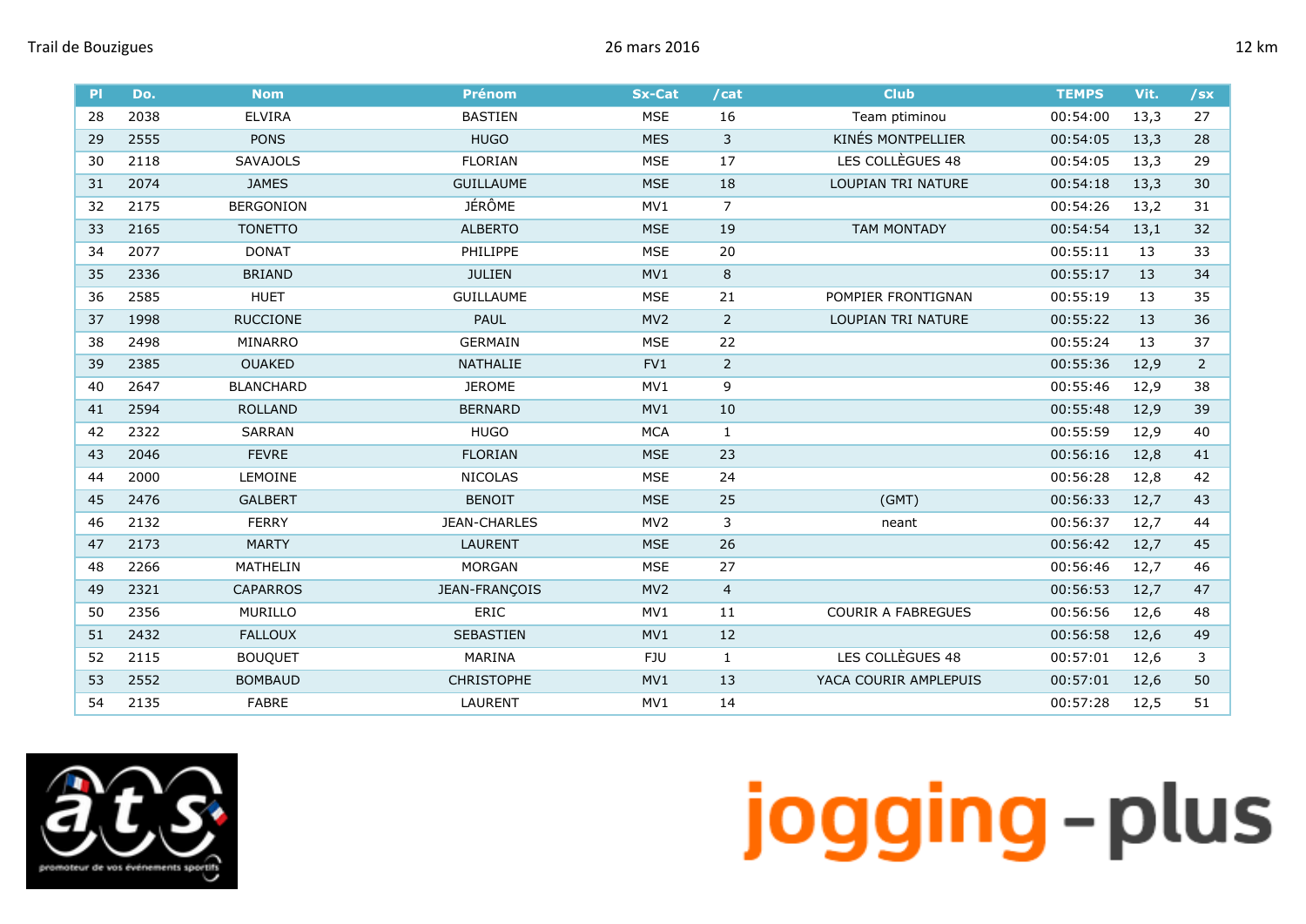Trail de Bouzigues 26 mars 2016 12 km

| Pl | Do. | Nom | Prénom | Sx-Cat | /cat | Club | TEMPS | Vit. | /sx |
|---|---|---|---|---|---|---|---|---|---|
| 28 | 2038 | ELVIRA | BASTIEN | MSE | 16 | Team ptiminou | 00:54:00 | 13,3 | 27 |
| 29 | 2555 | PONS | HUGO | MES | 3 | KINÉS MONTPELLIER | 00:54:05 | 13,3 | 28 |
| 30 | 2118 | SAVAJOLS | FLORIAN | MSE | 17 | LES COLLÈGUES 48 | 00:54:05 | 13,3 | 29 |
| 31 | 2074 | JAMES | GUILLAUME | MSE | 18 | LOUPIAN TRI NATURE | 00:54:18 | 13,3 | 30 |
| 32 | 2175 | BERGONION | JÉRÔME | MV1 | 7 | | 00:54:26 | 13,2 | 31 |
| 33 | 2165 | TONETTO | ALBERTO | MSE | 19 | TAM MONTADY | 00:54:54 | 13,1 | 32 |
| 34 | 2077 | DONAT | PHILIPPE | MSE | 20 | | 00:55:11 | 13 | 33 |
| 35 | 2336 | BRIAND | JULIEN | MV1 | 8 | | 00:55:17 | 13 | 34 |
| 36 | 2585 | HUET | GUILLAUME | MSE | 21 | POMPIER FRONTIGNAN | 00:55:19 | 13 | 35 |
| 37 | 1998 | RUCCIONE | PAUL | MV2 | 2 | LOUPIAN TRI NATURE | 00:55:22 | 13 | 36 |
| 38 | 2498 | MINARRO | GERMAIN | MSE | 22 | | 00:55:24 | 13 | 37 |
| 39 | 2385 | OUAKED | NATHALIE | FV1 | 2 | | 00:55:36 | 12,9 | 2 |
| 40 | 2647 | BLANCHARD | JEROME | MV1 | 9 | | 00:55:46 | 12,9 | 38 |
| 41 | 2594 | ROLLAND | BERNARD | MV1 | 10 | | 00:55:48 | 12,9 | 39 |
| 42 | 2322 | SARRAN | HUGO | MCA | 1 | | 00:55:59 | 12,9 | 40 |
| 43 | 2046 | FEVRE | FLORIAN | MSE | 23 | | 00:56:16 | 12,8 | 41 |
| 44 | 2000 | LEMOINE | NICOLAS | MSE | 24 | | 00:56:28 | 12,8 | 42 |
| 45 | 2476 | GALBERT | BENOIT | MSE | 25 | (GMT) | 00:56:33 | 12,7 | 43 |
| 46 | 2132 | FERRY | JEAN-CHARLES | MV2 | 3 | neant | 00:56:37 | 12,7 | 44 |
| 47 | 2173 | MARTY | LAURENT | MSE | 26 | | 00:56:42 | 12,7 | 45 |
| 48 | 2266 | MATHELIN | MORGAN | MSE | 27 | | 00:56:46 | 12,7 | 46 |
| 49 | 2321 | CAPARROS | JEAN-FRANÇOIS | MV2 | 4 | | 00:56:53 | 12,7 | 47 |
| 50 | 2356 | MURILLO | ERIC | MV1 | 11 | COURIR A FABREGUES | 00:56:56 | 12,6 | 48 |
| 51 | 2432 | FALLOUX | SEBASTIEN | MV1 | 12 | | 00:56:58 | 12,6 | 49 |
| 52 | 2115 | BOUQUET | MARINA | FJU | 1 | LES COLLÈGUES 48 | 00:57:01 | 12,6 | 3 |
| 53 | 2552 | BOMBAUD | CHRISTOPHE | MV1 | 13 | YACA COURIR AMPLEPUIS | 00:57:01 | 12,6 | 50 |
| 54 | 2135 | FABRE | LAURENT | MV1 | 14 | | 00:57:28 | 12,5 | 51 |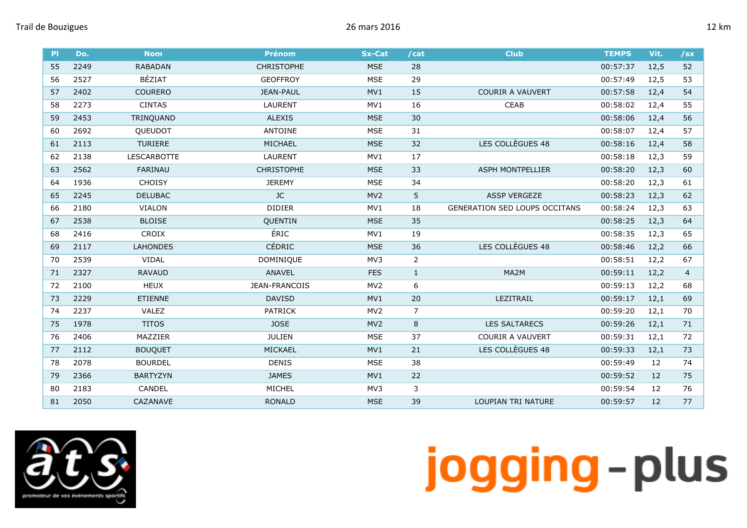Trail de Bouzigues 26 mars 2016 12 km

| Pl | Do. | Nom | Prénom | Sx-Cat | /cat | Club | TEMPS | Vit. | /sx |
|---|---|---|---|---|---|---|---|---|---|
| 55 | 2249 | RABADAN | CHRISTOPHE | MSE | 28 | | 00:57:37 | 12,5 | 52 |
| 56 | 2527 | BÉZIAT | GEOFFROY | MSE | 29 | | 00:57:49 | 12,5 | 53 |
| 57 | 2402 | COURERO | JEAN-PAUL | MV1 | 15 | COURIR A VAUVERT | 00:57:58 | 12,4 | 54 |
| 58 | 2273 | CINTAS | LAURENT | MV1 | 16 | CEAB | 00:58:02 | 12,4 | 55 |
| 59 | 2453 | TRINQUAND | ALEXIS | MSE | 30 | | 00:58:06 | 12,4 | 56 |
| 60 | 2692 | QUEUDOT | ANTOINE | MSE | 31 | | 00:58:07 | 12,4 | 57 |
| 61 | 2113 | TURIERE | MICHAEL | MSE | 32 | LES COLLÈGUES 48 | 00:58:16 | 12,4 | 58 |
| 62 | 2138 | LESCARBOTTE | LAURENT | MV1 | 17 | | 00:58:18 | 12,3 | 59 |
| 63 | 2562 | FARINAU | CHRISTOPHE | MSE | 33 | ASPH MONTPELLIER | 00:58:20 | 12,3 | 60 |
| 64 | 1936 | CHOISY | JEREMY | MSE | 34 | | 00:58:20 | 12,3 | 61 |
| 65 | 2245 | DELUBAC | JC | MV2 | 5 | ASSP VERGEZE | 00:58:23 | 12,3 | 62 |
| 66 | 2180 | VIALON | DIDIER | MV1 | 18 | GENERATION SED LOUPS OCCITANS | 00:58:24 | 12,3 | 63 |
| 67 | 2538 | BLOISE | QUENTIN | MSE | 35 | | 00:58:25 | 12,3 | 64 |
| 68 | 2416 | CROIX | ÉRIC | MV1 | 19 | | 00:58:35 | 12,3 | 65 |
| 69 | 2117 | LAHONDES | CÉDRIC | MSE | 36 | LES COLLÈGUES 48 | 00:58:46 | 12,2 | 66 |
| 70 | 2539 | VIDAL | DOMINIQUE | MV3 | 2 | | 00:58:51 | 12,2 | 67 |
| 71 | 2327 | RAVAUD | ANAVEL | FES | 1 | MA2M | 00:59:11 | 12,2 | 4 |
| 72 | 2100 | HEUX | JEAN-FRANCOIS | MV2 | 6 | | 00:59:13 | 12,2 | 68 |
| 73 | 2229 | ETIENNE | DAVISD | MV1 | 20 | LEZITRAIL | 00:59:17 | 12,1 | 69 |
| 74 | 2237 | VALEZ | PATRICK | MV2 | 7 | | 00:59:20 | 12,1 | 70 |
| 75 | 1978 | TITOS | JOSE | MV2 | 8 | LES SALTARECS | 00:59:26 | 12,1 | 71 |
| 76 | 2406 | MAZZIER | JULIEN | MSE | 37 | COURIR A VAUVERT | 00:59:31 | 12,1 | 72 |
| 77 | 2112 | BOUQUET | MICKAEL | MV1 | 21 | LES COLLÈGUES 48 | 00:59:33 | 12,1 | 73 |
| 78 | 2078 | BOURDEL | DENIS | MSE | 38 | | 00:59:49 | 12 | 74 |
| 79 | 2366 | BARTYZYN | JAMES | MV1 | 22 | | 00:59:52 | 12 | 75 |
| 80 | 2183 | CANDEL | MICHEL | MV3 | 3 | | 00:59:54 | 12 | 76 |
| 81 | 2050 | CAZANAVE | RONALD | MSE | 39 | LOUPIAN TRI NATURE | 00:59:57 | 12 | 77 |

ats promoteur de vos événements sportifs

jogging-plus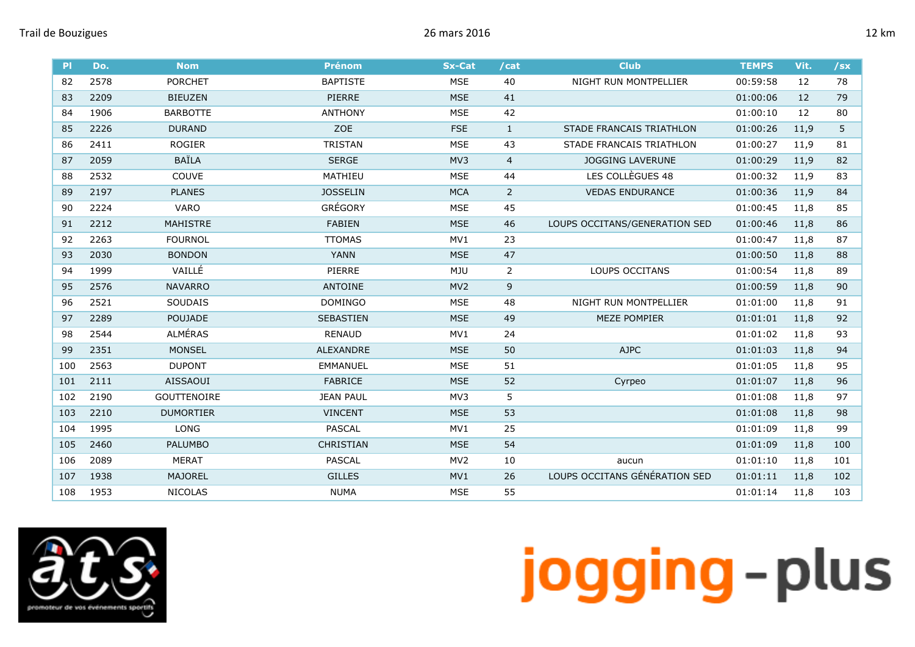Trail de Bouzigues 26 mars 2016 12 km

| Pl | Do. | Nom | Prénom | Sx-Cat | /cat | Club | TEMPS | Vit. | /sx |
|---|---|---|---|---|---|---|---|---|---|
| 82 | 2578 | PORCHET | BAPTISTE | MSE | 40 | NIGHT RUN MONTPELLIER | 00:59:58 | 12 | 78 |
| 83 | 2209 | BIEUZEN | PIERRE | MSE | 41 | | 01:00:06 | 12 | 79 |
| 84 | 1906 | BARBOTTE | ANTHONY | MSE | 42 | | 01:00:10 | 12 | 80 |
| 85 | 2226 | DURAND | ZOE | FSE | 1 | STADE FRANCAIS TRIATHLON | 01:00:26 | 11,9 | 5 |
| 86 | 2411 | ROGIER | TRISTAN | MSE | 43 | STADE FRANCAIS TRIATHLON | 01:00:27 | 11,9 | 81 |
| 87 | 2059 | BAÏLA | SERGE | MV3 | 4 | JOGGING LAVERUNE | 01:00:29 | 11,9 | 82 |
| 88 | 2532 | COUVE | MATHIEU | MSE | 44 | LES COLLÈGUES 48 | 01:00:32 | 11,9 | 83 |
| 89 | 2197 | PLANES | JOSSELIN | MCA | 2 | VEDAS ENDURANCE | 01:00:36 | 11,9 | 84 |
| 90 | 2224 | VARO | GRÉGORY | MSE | 45 | | 01:00:45 | 11,8 | 85 |
| 91 | 2212 | MAHISTRE | FABIEN | MSE | 46 | LOUPS OCCITANS/GENERATION SED | 01:00:46 | 11,8 | 86 |
| 92 | 2263 | FOURNOL | TTOMAS | MV1 | 23 | | 01:00:47 | 11,8 | 87 |
| 93 | 2030 | BONDON | YANN | MSE | 47 | | 01:00:50 | 11,8 | 88 |
| 94 | 1999 | VAILLÉ | PIERRE | MJU | 2 | LOUPS OCCITANS | 01:00:54 | 11,8 | 89 |
| 95 | 2576 | NAVARRO | ANTOINE | MV2 | 9 | | 01:00:59 | 11,8 | 90 |
| 96 | 2521 | SOUDAIS | DOMINGO | MSE | 48 | NIGHT RUN MONTPELLIER | 01:01:00 | 11,8 | 91 |
| 97 | 2289 | POUJADE | SEBASTIEN | MSE | 49 | MEZE POMPIER | 01:01:01 | 11,8 | 92 |
| 98 | 2544 | ALMÉRAS | RENAUD | MV1 | 24 | | 01:01:02 | 11,8 | 93 |
| 99 | 2351 | MONSEL | ALEXANDRE | MSE | 50 | AJPC | 01:01:03 | 11,8 | 94 |
| 100 | 2563 | DUPONT | EMMANUEL | MSE | 51 | | 01:01:05 | 11,8 | 95 |
| 101 | 2111 | AISSAOUI | FABRICE | MSE | 52 | Cyrpeo | 01:01:07 | 11,8 | 96 |
| 102 | 2190 | GOUTTENOIRE | JEAN PAUL | MV3 | 5 | | 01:01:08 | 11,8 | 97 |
| 103 | 2210 | DUMORTIER | VINCENT | MSE | 53 | | 01:01:08 | 11,8 | 98 |
| 104 | 1995 | LONG | PASCAL | MV1 | 25 | | 01:01:09 | 11,8 | 99 |
| 105 | 2460 | PALUMBO | CHRISTIAN | MSE | 54 | | 01:01:09 | 11,8 | 100 |
| 106 | 2089 | MERAT | PASCAL | MV2 | 10 | aucun | 01:01:10 | 11,8 | 101 |
| 107 | 1938 | MAJOREL | GILLES | MV1 | 26 | LOUPS OCCITANS GÉNÉRATION SED | 01:01:11 | 11,8 | 102 |
| 108 | 1953 | NICOLAS | NUMA | MSE | 55 | | 01:01:14 | 11,8 | 103 |

jogging-plus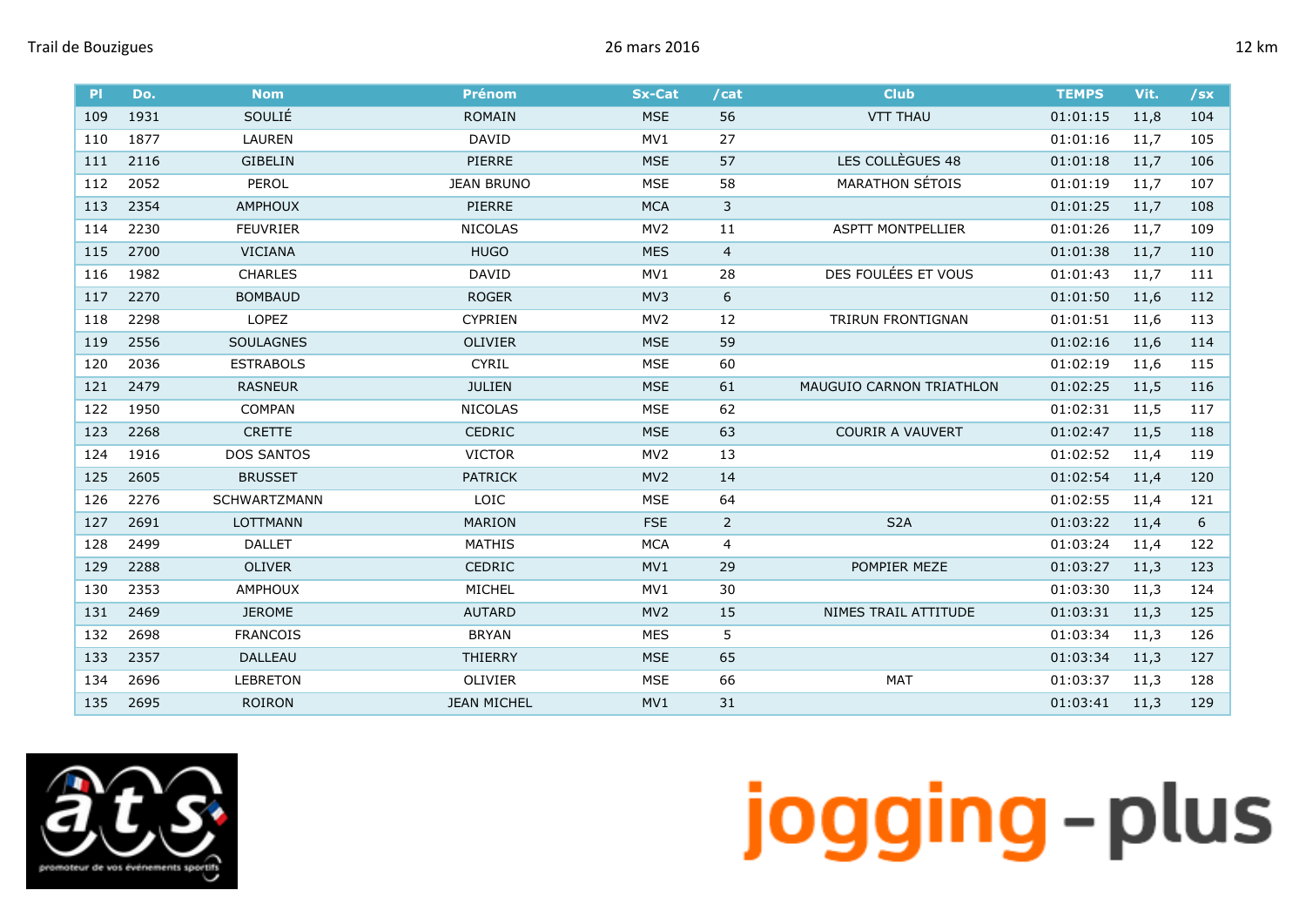Trail de Bouzigues — 26 mars 2016 — 12 km

| Pl | Do. | Nom | Prénom | Sx-Cat | /cat | Club | TEMPS | Vit. | /sx |
|---|---|---|---|---|---|---|---|---|---|
| 109 | 1931 | SOULIÉ | ROMAIN | MSE | 56 | VTT THAU | 01:01:15 | 11,8 | 104 |
| 110 | 1877 | LAUREN | DAVID | MV1 | 27 | | 01:01:16 | 11,7 | 105 |
| 111 | 2116 | GIBELIN | PIERRE | MSE | 57 | LES COLLÈGUES 48 | 01:01:18 | 11,7 | 106 |
| 112 | 2052 | PEROL | JEAN BRUNO | MSE | 58 | MARATHON SÉTOIS | 01:01:19 | 11,7 | 107 |
| 113 | 2354 | AMPHOUX | PIERRE | MCA | 3 | | 01:01:25 | 11,7 | 108 |
| 114 | 2230 | FEUVRIER | NICOLAS | MV2 | 11 | ASPTT MONTPELLIER | 01:01:26 | 11,7 | 109 |
| 115 | 2700 | VICIANA | HUGO | MES | 4 | | 01:01:38 | 11,7 | 110 |
| 116 | 1982 | CHARLES | DAVID | MV1 | 28 | DES FOULÉES ET VOUS | 01:01:43 | 11,7 | 111 |
| 117 | 2270 | BOMBAUD | ROGER | MV3 | 6 | | 01:01:50 | 11,6 | 112 |
| 118 | 2298 | LOPEZ | CYPRIEN | MV2 | 12 | TRIRUN FRONTIGNAN | 01:01:51 | 11,6 | 113 |
| 119 | 2556 | SOULAGNES | OLIVIER | MSE | 59 | | 01:02:16 | 11,6 | 114 |
| 120 | 2036 | ESTRABOLS | CYRIL | MSE | 60 | | 01:02:19 | 11,6 | 115 |
| 121 | 2479 | RASNEUR | JULIEN | MSE | 61 | MAUGUIO CARNON TRIATHLON | 01:02:25 | 11,5 | 116 |
| 122 | 1950 | COMPAN | NICOLAS | MSE | 62 | | 01:02:31 | 11,5 | 117 |
| 123 | 2268 | CRETTE | CEDRIC | MSE | 63 | COURIR A VAUVERT | 01:02:47 | 11,5 | 118 |
| 124 | 1916 | DOS SANTOS | VICTOR | MV2 | 13 | | 01:02:52 | 11,4 | 119 |
| 125 | 2605 | BRUSSET | PATRICK | MV2 | 14 | | 01:02:54 | 11,4 | 120 |
| 126 | 2276 | SCHWARTZMANN | LOIC | MSE | 64 | | 01:02:55 | 11,4 | 121 |
| 127 | 2691 | LOTTMANN | MARION | FSE | 2 | S2A | 01:03:22 | 11,4 | 6 |
| 128 | 2499 | DALLET | MATHIS | MCA | 4 | | 01:03:24 | 11,4 | 122 |
| 129 | 2288 | OLIVER | CEDRIC | MV1 | 29 | POMPIER MEZE | 01:03:27 | 11,3 | 123 |
| 130 | 2353 | AMPHOUX | MICHEL | MV1 | 30 | | 01:03:30 | 11,3 | 124 |
| 131 | 2469 | JEROME | AUTARD | MV2 | 15 | NIMES TRAIL ATTITUDE | 01:03:31 | 11,3 | 125 |
| 132 | 2698 | FRANCOIS | BRYAN | MES | 5 | | 01:03:34 | 11,3 | 126 |
| 133 | 2357 | DALLEAU | THIERRY | MSE | 65 | | 01:03:34 | 11,3 | 127 |
| 134 | 2696 | LEBRETON | OLIVIER | MSE | 66 | MAT | 01:03:37 | 11,3 | 128 |
| 135 | 2695 | ROIRON | JEAN MICHEL | MV1 | 31 | | 01:03:41 | 11,3 | 129 |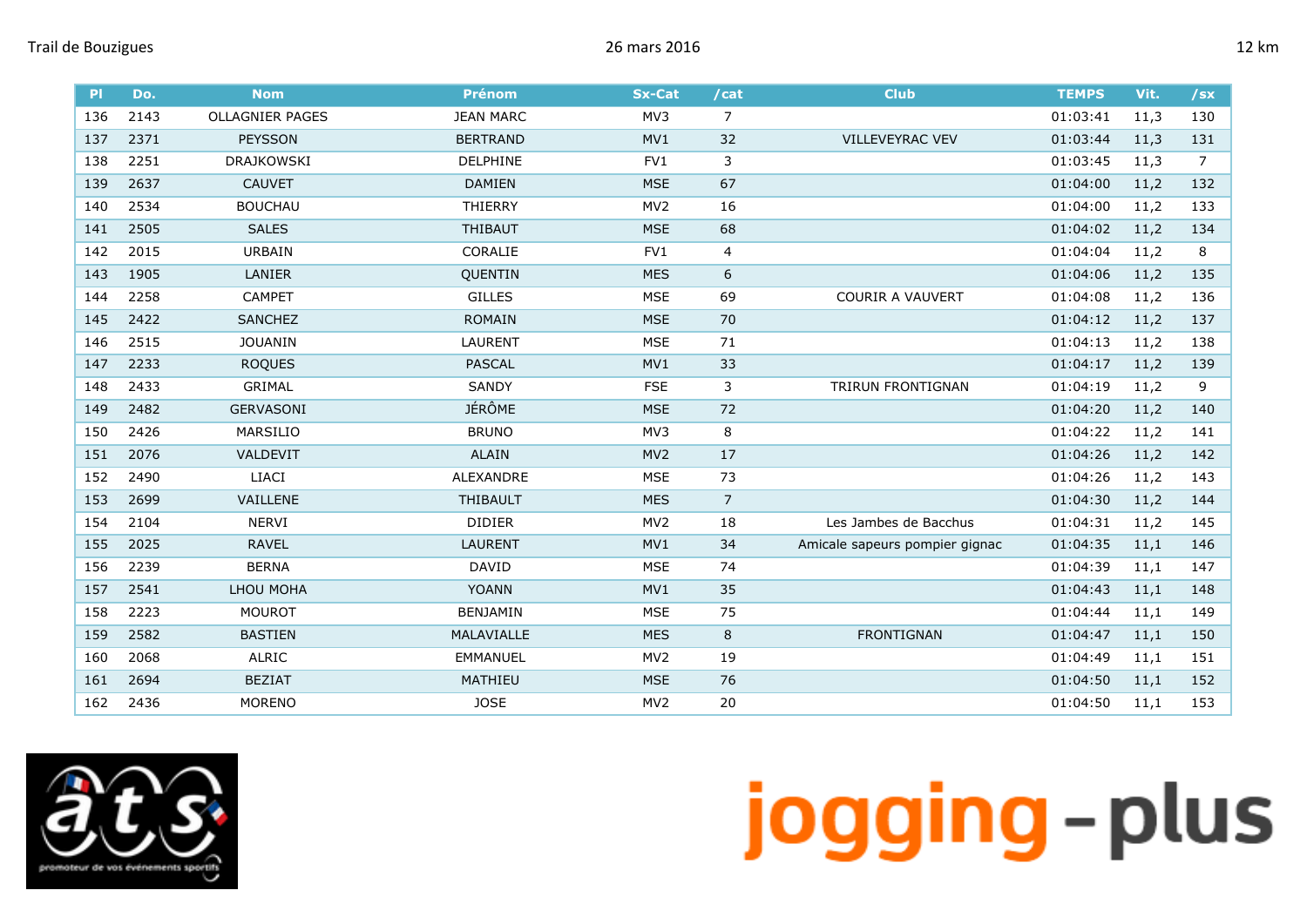| Pl | Do. | Nom | Prénom | Sx-Cat | /cat | Club | TEMPS | Vit. | /sx |
|---|---|---|---|---|---|---|---|---|---|
| 136 | 2143 | OLLAGNIER PAGES | JEAN MARC | MV3 | 7 | | 01:03:41 | 11,3 | 130 |
| 137 | 2371 | PEYSSON | BERTRAND | MV1 | 32 | VILLEVEYRAC VEV | 01:03:44 | 11,3 | 131 |
| 138 | 2251 | DRAJKOWSKI | DELPHINE | FV1 | 3 | | 01:03:45 | 11,3 | 7 |
| 139 | 2637 | CAUVET | DAMIEN | MSE | 67 | | 01:04:00 | 11,2 | 132 |
| 140 | 2534 | BOUCHAU | THIERRY | MV2 | 16 | | 01:04:00 | 11,2 | 133 |
| 141 | 2505 | SALES | THIBAUT | MSE | 68 | | 01:04:02 | 11,2 | 134 |
| 142 | 2015 | URBAIN | CORALIE | FV1 | 4 | | 01:04:04 | 11,2 | 8 |
| 143 | 1905 | LANIER | QUENTIN | MES | 6 | | 01:04:06 | 11,2 | 135 |
| 144 | 2258 | CAMPET | GILLES | MSE | 69 | COURIR A VAUVERT | 01:04:08 | 11,2 | 136 |
| 145 | 2422 | SANCHEZ | ROMAIN | MSE | 70 | | 01:04:12 | 11,2 | 137 |
| 146 | 2515 | JOUANIN | LAURENT | MSE | 71 | | 01:04:13 | 11,2 | 138 |
| 147 | 2233 | ROQUES | PASCAL | MV1 | 33 | | 01:04:17 | 11,2 | 139 |
| 148 | 2433 | GRIMAL | SANDY | FSE | 3 | TRIRUN FRONTIGNAN | 01:04:19 | 11,2 | 9 |
| 149 | 2482 | GERVASONI | JÉRÔME | MSE | 72 | | 01:04:20 | 11,2 | 140 |
| 150 | 2426 | MARSILIO | BRUNO | MV3 | 8 | | 01:04:22 | 11,2 | 141 |
| 151 | 2076 | VALDEVIT | ALAIN | MV2 | 17 | | 01:04:26 | 11,2 | 142 |
| 152 | 2490 | LIACI | ALEXANDRE | MSE | 73 | | 01:04:26 | 11,2 | 143 |
| 153 | 2699 | VAILLENE | THIBAULT | MES | 7 | | 01:04:30 | 11,2 | 144 |
| 154 | 2104 | NERVI | DIDIER | MV2 | 18 | Les Jambes de Bacchus | 01:04:31 | 11,2 | 145 |
| 155 | 2025 | RAVEL | LAURENT | MV1 | 34 | Amicale sapeurs pompier gignac | 01:04:35 | 11,1 | 146 |
| 156 | 2239 | BERNA | DAVID | MSE | 74 | | 01:04:39 | 11,1 | 147 |
| 157 | 2541 | LHOU MOHA | YOANN | MV1 | 35 | | 01:04:43 | 11,1 | 148 |
| 158 | 2223 | MOUROT | BENJAMIN | MSE | 75 | | 01:04:44 | 11,1 | 149 |
| 159 | 2582 | BASTIEN | MALAVIALLE | MES | 8 | FRONTIGNAN | 01:04:47 | 11,1 | 150 |
| 160 | 2068 | ALRIC | EMMANUEL | MV2 | 19 | | 01:04:49 | 11,1 | 151 |
| 161 | 2694 | BEZIAT | MATHIEU | MSE | 76 | | 01:04:50 | 11,1 | 152 |
| 162 | 2436 | MORENO | JOSE | MV2 | 20 | | 01:04:50 | 11,1 | 153 |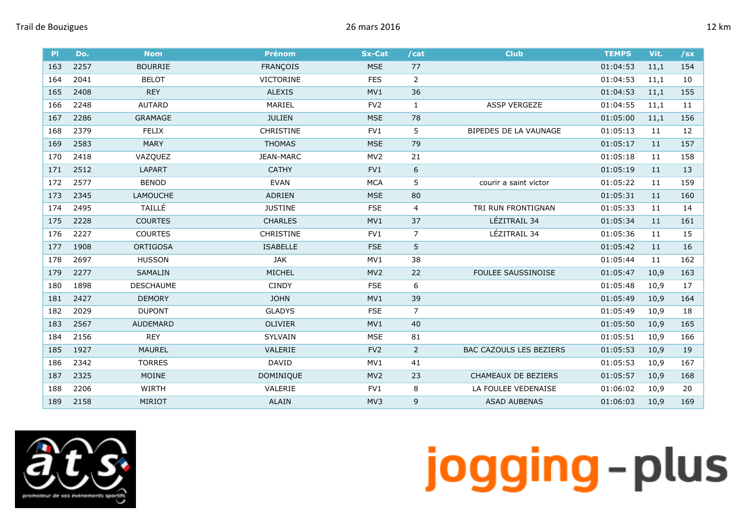| Pl | Do. | Nom | Prénom | Sx-Cat | /cat | Club | TEMPS | Vit. | /sx |
|---|---|---|---|---|---|---|---|---|---|
| 163 | 2257 | BOURRIE | FRANÇOIS | MSE | 77 | | 01:04:53 | 11,1 | 154 |
| 164 | 2041 | BELOT | VICTORINE | FES | 2 | | 01:04:53 | 11,1 | 10 |
| 165 | 2408 | REY | ALEXIS | MV1 | 36 | | 01:04:53 | 11,1 | 155 |
| 166 | 2248 | AUTARD | MARIEL | FV2 | 1 | ASSP VERGEZE | 01:04:55 | 11,1 | 11 |
| 167 | 2286 | GRAMAGE | JULIEN | MSE | 78 | | 01:05:00 | 11,1 | 156 |
| 168 | 2379 | FELIX | CHRISTINE | FV1 | 5 | BIPEDES DE LA VAUNAGE | 01:05:13 | 11 | 12 |
| 169 | 2583 | MARY | THOMAS | MSE | 79 | | 01:05:17 | 11 | 157 |
| 170 | 2418 | VAZQUEZ | JEAN-MARC | MV2 | 21 | | 01:05:18 | 11 | 158 |
| 171 | 2512 | LAPART | CATHY | FV1 | 6 | | 01:05:19 | 11 | 13 |
| 172 | 2577 | BENOD | EVAN | MCA | 5 | courir a saint victor | 01:05:22 | 11 | 159 |
| 173 | 2345 | LAMOUCHE | ADRIEN | MSE | 80 | | 01:05:31 | 11 | 160 |
| 174 | 2495 | TAILLÉ | JUSTINE | FSE | 4 | TRI RUN FRONTIGNAN | 01:05:33 | 11 | 14 |
| 175 | 2228 | COURTES | CHARLES | MV1 | 37 | LÉZITRAIL 34 | 01:05:34 | 11 | 161 |
| 176 | 2227 | COURTES | CHRISTINE | FV1 | 7 | LÉZITRAIL 34 | 01:05:36 | 11 | 15 |
| 177 | 1908 | ORTIGOSA | ISABELLE | FSE | 5 | | 01:05:42 | 11 | 16 |
| 178 | 2697 | HUSSON | JAK | MV1 | 38 | | 01:05:44 | 11 | 162 |
| 179 | 2277 | SAMALIN | MICHEL | MV2 | 22 | FOULEE SAUSSINOISE | 01:05:47 | 10,9 | 163 |
| 180 | 1898 | DESCHAUME | CINDY | FSE | 6 | | 01:05:48 | 10,9 | 17 |
| 181 | 2427 | DEMORY | JOHN | MV1 | 39 | | 01:05:49 | 10,9 | 164 |
| 182 | 2029 | DUPONT | GLADYS | FSE | 7 | | 01:05:49 | 10,9 | 18 |
| 183 | 2567 | AUDEMARD | OLIVIER | MV1 | 40 | | 01:05:50 | 10,9 | 165 |
| 184 | 2156 | REY | SYLVAIN | MSE | 81 | | 01:05:51 | 10,9 | 166 |
| 185 | 1927 | MAUREL | VALERIE | FV2 | 2 | BAC CAZOULS LES BEZIERS | 01:05:53 | 10,9 | 19 |
| 186 | 2342 | TORRES | DAVID | MV1 | 41 | | 01:05:53 | 10,9 | 167 |
| 187 | 2325 | MOINE | DOMINIQUE | MV2 | 23 | CHAMEAUX DE BEZIERS | 01:05:57 | 10,9 | 168 |
| 188 | 2206 | WIRTH | VALERIE | FV1 | 8 | LA FOULEE VEDENAISE | 01:06:02 | 10,9 | 20 |
| 189 | 2158 | MIRIOT | ALAIN | MV3 | 9 | ASAD AUBENAS | 01:06:03 | 10,9 | 169 |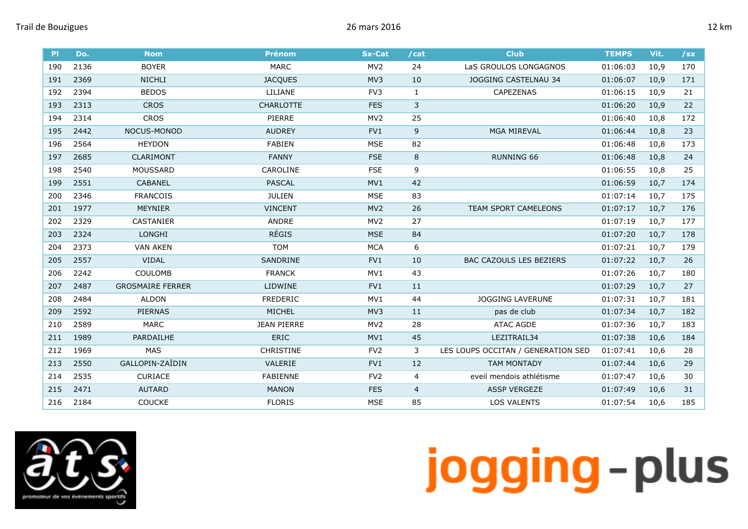Trail de Bouzigues 26 mars 2016 12 km

| Pl | Do. | Nom | Prénom | Sx-Cat | /cat | Club | TEMPS | Vit. | /sx |
|---|---|---|---|---|---|---|---|---|---|
| 190 | 2136 | BOYER | MARC | MV2 | 24 | LaS GROULOS LONGAGNOS | 01:06:03 | 10,9 | 170 |
| 191 | 2369 | NICHLI | JACQUES | MV3 | 10 | JOGGING CASTELNAU 34 | 01:06:07 | 10,9 | 171 |
| 192 | 2394 | BEDOS | LILIANE | FV3 | 1 | CAPEZENAS | 01:06:15 | 10,9 | 21 |
| 193 | 2313 | CROS | CHARLOTTE | FES | 3 | | 01:06:20 | 10,9 | 22 |
| 194 | 2314 | CROS | PIERRE | MV2 | 25 | | 01:06:40 | 10,8 | 172 |
| 195 | 2442 | NOCUS-MONOD | AUDREY | FV1 | 9 | MGA MIREVAL | 01:06:44 | 10,8 | 23 |
| 196 | 2564 | HEYDON | FABIEN | MSE | 82 | | 01:06:48 | 10,8 | 173 |
| 197 | 2685 | CLARIMONT | FANNY | FSE | 8 | RUNNING 66 | 01:06:48 | 10,8 | 24 |
| 198 | 2540 | MOUSSARD | CAROLINE | FSE | 9 | | 01:06:55 | 10,8 | 25 |
| 199 | 2551 | CABANEL | PASCAL | MV1 | 42 | | 01:06:59 | 10,7 | 174 |
| 200 | 2346 | FRANCOIS | JULIEN | MSE | 83 | | 01:07:14 | 10,7 | 175 |
| 201 | 1977 | MEYNIER | VINCENT | MV2 | 26 | TEAM SPORT CAMELEONS | 01:07:17 | 10,7 | 176 |
| 202 | 2329 | CASTANIER | ANDRE | MV2 | 27 | | 01:07:19 | 10,7 | 177 |
| 203 | 2324 | LONGHI | RÉGIS | MSE | 84 | | 01:07:20 | 10,7 | 178 |
| 204 | 2373 | VAN AKEN | TOM | MCA | 6 | | 01:07:21 | 10,7 | 179 |
| 205 | 2557 | VIDAL | SANDRINE | FV1 | 10 | BAC CAZOULS LES BEZIERS | 01:07:22 | 10,7 | 26 |
| 206 | 2242 | COULOMB | FRANCK | MV1 | 43 | | 01:07:26 | 10,7 | 180 |
| 207 | 2487 | GROSMAIRE FERRER | LIDWINE | FV1 | 11 | | 01:07:29 | 10,7 | 27 |
| 208 | 2484 | ALDON | FREDERIC | MV1 | 44 | JOGGING LAVERUNE | 01:07:31 | 10,7 | 181 |
| 209 | 2592 | PIERNAS | MICHEL | MV3 | 11 | pas de club | 01:07:34 | 10,7 | 182 |
| 210 | 2589 | MARC | JEAN PIERRE | MV2 | 28 | ATAC AGDE | 01:07:36 | 10,7 | 183 |
| 211 | 1989 | PARDAILHE | ERIC | MV1 | 45 | LEZITRAIL34 | 01:07:38 | 10,6 | 184 |
| 212 | 1969 | MAS | CHRISTINE | FV2 | 3 | LES LOUPS OCCITAN / GENERATION SED | 01:07:41 | 10,6 | 28 |
| 213 | 2550 | GALLOPIN-ZAÏDIN | VALERIE | FV1 | 12 | TAM MONTADY | 01:07:44 | 10,6 | 29 |
| 214 | 2535 | CURIACE | FABIENNE | FV2 | 4 | eveil mendois athlétisme | 01:07:47 | 10,6 | 30 |
| 215 | 2471 | AUTARD | MANON | FES | 4 | ASSP VERGEZE | 01:07:49 | 10,6 | 31 |
| 216 | 2184 | COUCKE | FLORIS | MSE | 85 | LOS VALENTS | 01:07:54 | 10,6 | 185 |

jogging-plus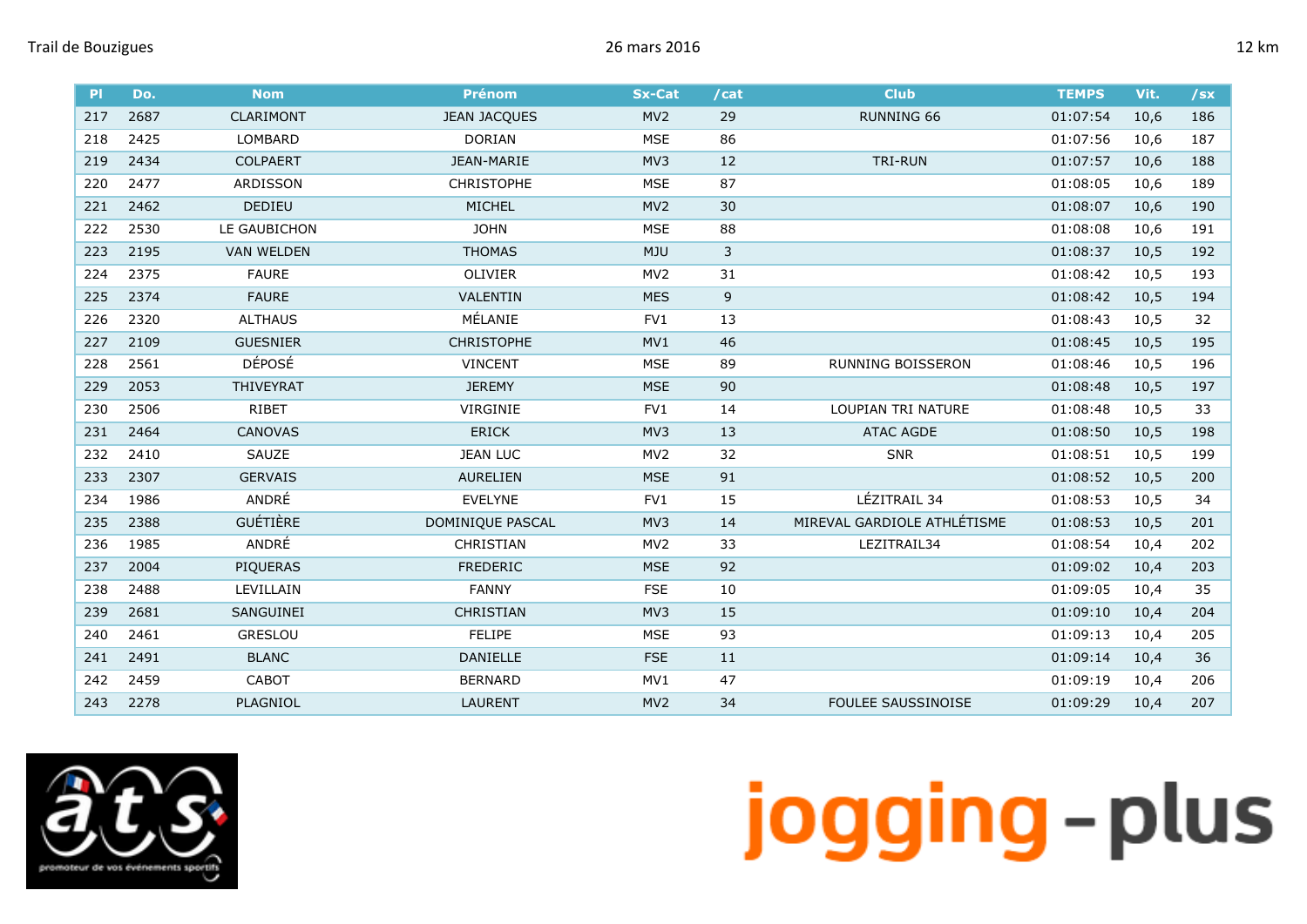Trail de Bouzigues 26 mars 2016 12 km

| Pl | Do. | Nom | Prénom | Sx-Cat | /cat | Club | TEMPS | Vit. | /sx |
|---|---|---|---|---|---|---|---|---|---|
| 217 | 2687 | CLARIMONT | JEAN JACQUES | MV2 | 29 | RUNNING 66 | 01:07:54 | 10,6 | 186 |
| 218 | 2425 | LOMBARD | DORIAN | MSE | 86 | | 01:07:56 | 10,6 | 187 |
| 219 | 2434 | COLPAERT | JEAN-MARIE | MV3 | 12 | TRI-RUN | 01:07:57 | 10,6 | 188 |
| 220 | 2477 | ARDISSON | CHRISTOPHE | MSE | 87 | | 01:08:05 | 10,6 | 189 |
| 221 | 2462 | DEDIEU | MICHEL | MV2 | 30 | | 01:08:07 | 10,6 | 190 |
| 222 | 2530 | LE GAUBICHON | JOHN | MSE | 88 | | 01:08:08 | 10,6 | 191 |
| 223 | 2195 | VAN WELDEN | THOMAS | MJU | 3 | | 01:08:37 | 10,5 | 192 |
| 224 | 2375 | FAURE | OLIVIER | MV2 | 31 | | 01:08:42 | 10,5 | 193 |
| 225 | 2374 | FAURE | VALENTIN | MES | 9 | | 01:08:42 | 10,5 | 194 |
| 226 | 2320 | ALTHAUS | MÉLANIE | FV1 | 13 | | 01:08:43 | 10,5 | 32 |
| 227 | 2109 | GUESNIER | CHRISTOPHE | MV1 | 46 | | 01:08:45 | 10,5 | 195 |
| 228 | 2561 | DÉPOSÉ | VINCENT | MSE | 89 | RUNNING BOISSERON | 01:08:46 | 10,5 | 196 |
| 229 | 2053 | THIVEYRAT | JEREMY | MSE | 90 | | 01:08:48 | 10,5 | 197 |
| 230 | 2506 | RIBET | VIRGINIE | FV1 | 14 | LOUPIAN TRI NATURE | 01:08:48 | 10,5 | 33 |
| 231 | 2464 | CANOVAS | ERICK | MV3 | 13 | ATAC AGDE | 01:08:50 | 10,5 | 198 |
| 232 | 2410 | SAUZE | JEAN LUC | MV2 | 32 | SNR | 01:08:51 | 10,5 | 199 |
| 233 | 2307 | GERVAIS | AURELIEN | MSE | 91 | | 01:08:52 | 10,5 | 200 |
| 234 | 1986 | ANDRÉ | EVELYNE | FV1 | 15 | LÉZITRAIL 34 | 01:08:53 | 10,5 | 34 |
| 235 | 2388 | GUÉTIÈRE | DOMINIQUE PASCAL | MV3 | 14 | MIREVAL GARDIOLE ATHLÉTISME | 01:08:53 | 10,5 | 201 |
| 236 | 1985 | ANDRÉ | CHRISTIAN | MV2 | 33 | LEZITRAIL34 | 01:08:54 | 10,4 | 202 |
| 237 | 2004 | PIQUERAS | FREDERIC | MSE | 92 | | 01:09:02 | 10,4 | 203 |
| 238 | 2488 | LEVILLAIN | FANNY | FSE | 10 | | 01:09:05 | 10,4 | 35 |
| 239 | 2681 | SANGUINEI | CHRISTIAN | MV3 | 15 | | 01:09:10 | 10,4 | 204 |
| 240 | 2461 | GRESLOU | FELIPE | MSE | 93 | | 01:09:13 | 10,4 | 205 |
| 241 | 2491 | BLANC | DANIELLE | FSE | 11 | | 01:09:14 | 10,4 | 36 |
| 242 | 2459 | CABOT | BERNARD | MV1 | 47 | | 01:09:19 | 10,4 | 206 |
| 243 | 2278 | PLAGNIOL | LAURENT | MV2 | 34 | FOULEE SAUSSINOISE | 01:09:29 | 10,4 | 207 |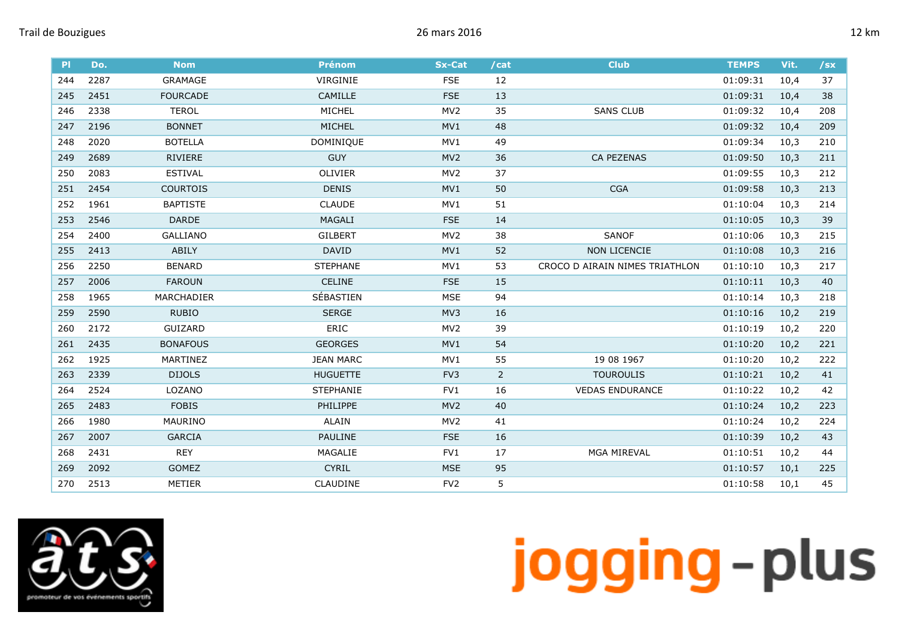Trail de Bouzigues 26 mars 2016 12 km

| Pl | Do. | Nom | Prénom | Sx-Cat | /cat | Club | TEMPS | Vit. | /sx |
|---|---|---|---|---|---|---|---|---|---|
| 244 | 2287 | GRAMAGE | VIRGINIE | FSE | 12 | | 01:09:31 | 10,4 | 37 |
| 245 | 2451 | FOURCADE | CAMILLE | FSE | 13 | | 01:09:31 | 10,4 | 38 |
| 246 | 2338 | TEROL | MICHEL | MV2 | 35 | SANS CLUB | 01:09:32 | 10,4 | 208 |
| 247 | 2196 | BONNET | MICHEL | MV1 | 48 | | 01:09:32 | 10,4 | 209 |
| 248 | 2020 | BOTELLA | DOMINIQUE | MV1 | 49 | | 01:09:34 | 10,3 | 210 |
| 249 | 2689 | RIVIERE | GUY | MV2 | 36 | CA PEZENAS | 01:09:50 | 10,3 | 211 |
| 250 | 2083 | ESTIVAL | OLIVIER | MV2 | 37 | | 01:09:55 | 10,3 | 212 |
| 251 | 2454 | COURTOIS | DENIS | MV1 | 50 | CGA | 01:09:58 | 10,3 | 213 |
| 252 | 1961 | BAPTISTE | CLAUDE | MV1 | 51 | | 01:10:04 | 10,3 | 214 |
| 253 | 2546 | DARDE | MAGALI | FSE | 14 | | 01:10:05 | 10,3 | 39 |
| 254 | 2400 | GALLIANO | GILBERT | MV2 | 38 | SANOF | 01:10:06 | 10,3 | 215 |
| 255 | 2413 | ABILY | DAVID | MV1 | 52 | NON LICENCIE | 01:10:08 | 10,3 | 216 |
| 256 | 2250 | BENARD | STEPHANE | MV1 | 53 | CROCO D AIRAIN NIMES TRIATHLON | 01:10:10 | 10,3 | 217 |
| 257 | 2006 | FAROUN | CELINE | FSE | 15 | | 01:10:11 | 10,3 | 40 |
| 258 | 1965 | MARCHADIER | SÉBASTIEN | MSE | 94 | | 01:10:14 | 10,3 | 218 |
| 259 | 2590 | RUBIO | SERGE | MV3 | 16 | | 01:10:16 | 10,2 | 219 |
| 260 | 2172 | GUIZARD | ERIC | MV2 | 39 | | 01:10:19 | 10,2 | 220 |
| 261 | 2435 | BONAFOUS | GEORGES | MV1 | 54 | | 01:10:20 | 10,2 | 221 |
| 262 | 1925 | MARTINEZ | JEAN MARC | MV1 | 55 | 19 08 1967 | 01:10:20 | 10,2 | 222 |
| 263 | 2339 | DIJOLS | HUGUETTE | FV3 | 2 | TOUROULIS | 01:10:21 | 10,2 | 41 |
| 264 | 2524 | LOZANO | STEPHANIE | FV1 | 16 | VEDAS ENDURANCE | 01:10:22 | 10,2 | 42 |
| 265 | 2483 | FOBIS | PHILIPPE | MV2 | 40 | | 01:10:24 | 10,2 | 223 |
| 266 | 1980 | MAURINO | ALAIN | MV2 | 41 | | 01:10:24 | 10,2 | 224 |
| 267 | 2007 | GARCIA | PAULINE | FSE | 16 | | 01:10:39 | 10,2 | 43 |
| 268 | 2431 | REY | MAGALIE | FV1 | 17 | MGA MIREVAL | 01:10:51 | 10,2 | 44 |
| 269 | 2092 | GOMEZ | CYRIL | MSE | 95 | | 01:10:57 | 10,1 | 225 |
| 270 | 2513 | METIER | CLAUDINE | FV2 | 5 | | 01:10:58 | 10,1 | 45 |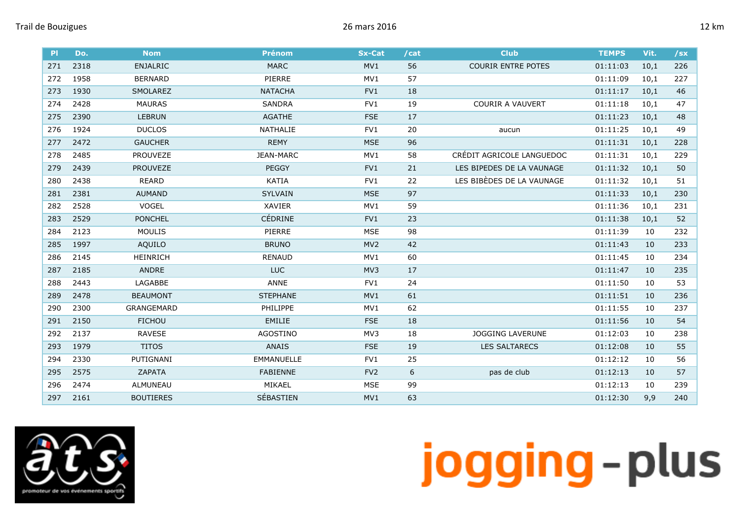| Pl | Do. | Nom | Prénom | Sx-Cat | /cat | Club | TEMPS | Vit. | /sx |
|---|---|---|---|---|---|---|---|---|---|
| 271 | 2318 | ENJALRIC | MARC | MV1 | 56 | COURIR ENTRE POTES | 01:11:03 | 10,1 | 226 |
| 272 | 1958 | BERNARD | PIERRE | MV1 | 57 | | 01:11:09 | 10,1 | 227 |
| 273 | 1930 | SMOLAREZ | NATACHA | FV1 | 18 | | 01:11:17 | 10,1 | 46 |
| 274 | 2428 | MAURAS | SANDRA | FV1 | 19 | COURIR A VAUVERT | 01:11:18 | 10,1 | 47 |
| 275 | 2390 | LEBRUN | AGATHE | FSE | 17 | | 01:11:23 | 10,1 | 48 |
| 276 | 1924 | DUCLOS | NATHALIE | FV1 | 20 | aucun | 01:11:25 | 10,1 | 49 |
| 277 | 2472 | GAUCHER | REMY | MSE | 96 | | 01:11:31 | 10,1 | 228 |
| 278 | 2485 | PROUVEZE | JEAN-MARC | MV1 | 58 | CRÉDIT AGRICOLE LANGUEDOC | 01:11:31 | 10,1 | 229 |
| 279 | 2439 | PROUVEZE | PEGGY | FV1 | 21 | LES BIPEDES DE LA VAUNAGE | 01:11:32 | 10,1 | 50 |
| 280 | 2438 | REARD | KATIA | FV1 | 22 | LES BIBÈDES DE LA VAUNAGE | 01:11:32 | 10,1 | 51 |
| 281 | 2381 | AUMAND | SYLVAIN | MSE | 97 | | 01:11:33 | 10,1 | 230 |
| 282 | 2528 | VOGEL | XAVIER | MV1 | 59 | | 01:11:36 | 10,1 | 231 |
| 283 | 2529 | PONCHEL | CÉDRINE | FV1 | 23 | | 01:11:38 | 10,1 | 52 |
| 284 | 2123 | MOULIS | PIERRE | MSE | 98 | | 01:11:39 | 10 | 232 |
| 285 | 1997 | AQUILO | BRUNO | MV2 | 42 | | 01:11:43 | 10 | 233 |
| 286 | 2145 | HEINRICH | RENAUD | MV1 | 60 | | 01:11:45 | 10 | 234 |
| 287 | 2185 | ANDRE | LUC | MV3 | 17 | | 01:11:47 | 10 | 235 |
| 288 | 2443 | LAGABBE | ANNE | FV1 | 24 | | 01:11:50 | 10 | 53 |
| 289 | 2478 | BEAUMONT | STEPHANE | MV1 | 61 | | 01:11:51 | 10 | 236 |
| 290 | 2300 | GRANGEMARD | PHILIPPE | MV1 | 62 | | 01:11:55 | 10 | 237 |
| 291 | 2150 | FICHOU | EMILIE | FSE | 18 | | 01:11:56 | 10 | 54 |
| 292 | 2137 | RAVESE | AGOSTINO | MV3 | 18 | JOGGING LAVERUNE | 01:12:03 | 10 | 238 |
| 293 | 1979 | TITOS | ANAIS | FSE | 19 | LES SALTARECS | 01:12:08 | 10 | 55 |
| 294 | 2330 | PUTIGNANI | EMMANUELLE | FV1 | 25 | | 01:12:12 | 10 | 56 |
| 295 | 2575 | ZAPATA | FABIENNE | FV2 | 6 | pas de club | 01:12:13 | 10 | 57 |
| 296 | 2474 | ALMUNEAU | MIKAEL | MSE | 99 | | 01:12:13 | 10 | 239 |
| 297 | 2161 | BOUTIERES | SÉBASTIEN | MV1 | 63 | | 01:12:30 | 9,9 | 240 |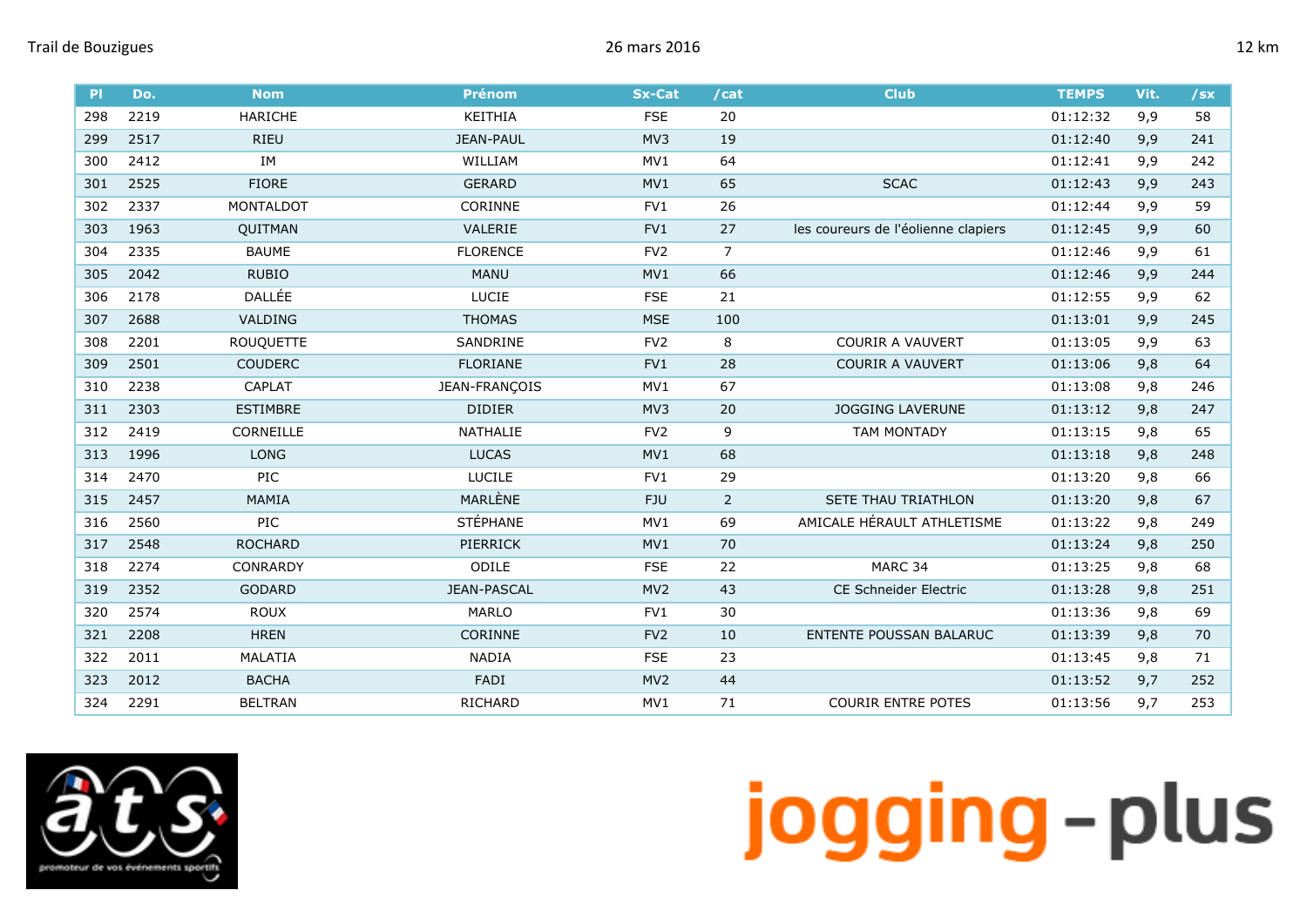Trail de Bouzigues 26 mars 2016 12 km

| Pl | Do. | Nom | Prénom | Sx-Cat | /cat | Club | TEMPS | Vit. | /sx |
|---|---|---|---|---|---|---|---|---|---|
| 298 | 2219 | HARICHE | KEITHIA | FSE | 20 | | 01:12:32 | 9,9 | 58 |
| 299 | 2517 | RIEU | JEAN-PAUL | MV3 | 19 | | 01:12:40 | 9,9 | 241 |
| 300 | 2412 | IM | WILLIAM | MV1 | 64 | | 01:12:41 | 9,9 | 242 |
| 301 | 2525 | FIORE | GERARD | MV1 | 65 | SCAC | 01:12:43 | 9,9 | 243 |
| 302 | 2337 | MONTALDOT | CORINNE | FV1 | 26 | | 01:12:44 | 9,9 | 59 |
| 303 | 1963 | QUITMAN | VALERIE | FV1 | 27 | les coureurs de l'éolienne clapiers | 01:12:45 | 9,9 | 60 |
| 304 | 2335 | BAUME | FLORENCE | FV2 | 7 | | 01:12:46 | 9,9 | 61 |
| 305 | 2042 | RUBIO | MANU | MV1 | 66 | | 01:12:46 | 9,9 | 244 |
| 306 | 2178 | DALLÉE | LUCIE | FSE | 21 | | 01:12:55 | 9,9 | 62 |
| 307 | 2688 | VALDING | THOMAS | MSE | 100 | | 01:13:01 | 9,9 | 245 |
| 308 | 2201 | ROUQUETTE | SANDRINE | FV2 | 8 | COURIR A VAUVERT | 01:13:05 | 9,9 | 63 |
| 309 | 2501 | COUDERC | FLORIANE | FV1 | 28 | COURIR A VAUVERT | 01:13:06 | 9,8 | 64 |
| 310 | 2238 | CAPLAT | JEAN-FRANÇOIS | MV1 | 67 | | 01:13:08 | 9,8 | 246 |
| 311 | 2303 | ESTIMBRE | DIDIER | MV3 | 20 | JOGGING LAVERUNE | 01:13:12 | 9,8 | 247 |
| 312 | 2419 | CORNEILLE | NATHALIE | FV2 | 9 | TAM MONTADY | 01:13:15 | 9,8 | 65 |
| 313 | 1996 | LONG | LUCAS | MV1 | 68 | | 01:13:18 | 9,8 | 248 |
| 314 | 2470 | PIC | LUCILE | FV1 | 29 | | 01:13:20 | 9,8 | 66 |
| 315 | 2457 | MAMIA | MARLÈNE | FJU | 2 | SETE THAU TRIATHLON | 01:13:20 | 9,8 | 67 |
| 316 | 2560 | PIC | STÉPHANE | MV1 | 69 | AMICALE HÉRAULT ATHLETISME | 01:13:22 | 9,8 | 249 |
| 317 | 2548 | ROCHARD | PIERRICK | MV1 | 70 | | 01:13:24 | 9,8 | 250 |
| 318 | 2274 | CONRARDY | ODILE | FSE | 22 | MARC 34 | 01:13:25 | 9,8 | 68 |
| 319 | 2352 | GODARD | JEAN-PASCAL | MV2 | 43 | CE Schneider Electric | 01:13:28 | 9,8 | 251 |
| 320 | 2574 | ROUX | MARLO | FV1 | 30 | | 01:13:36 | 9,8 | 69 |
| 321 | 2208 | HREN | CORINNE | FV2 | 10 | ENTENTE POUSSAN BALARUC | 01:13:39 | 9,8 | 70 |
| 322 | 2011 | MALATIA | NADIA | FSE | 23 | | 01:13:45 | 9,8 | 71 |
| 323 | 2012 | BACHA | FADI | MV2 | 44 | | 01:13:52 | 9,7 | 252 |
| 324 | 2291 | BELTRAN | RICHARD | MV1 | 71 | COURIR ENTRE POTES | 01:13:56 | 9,7 | 253 |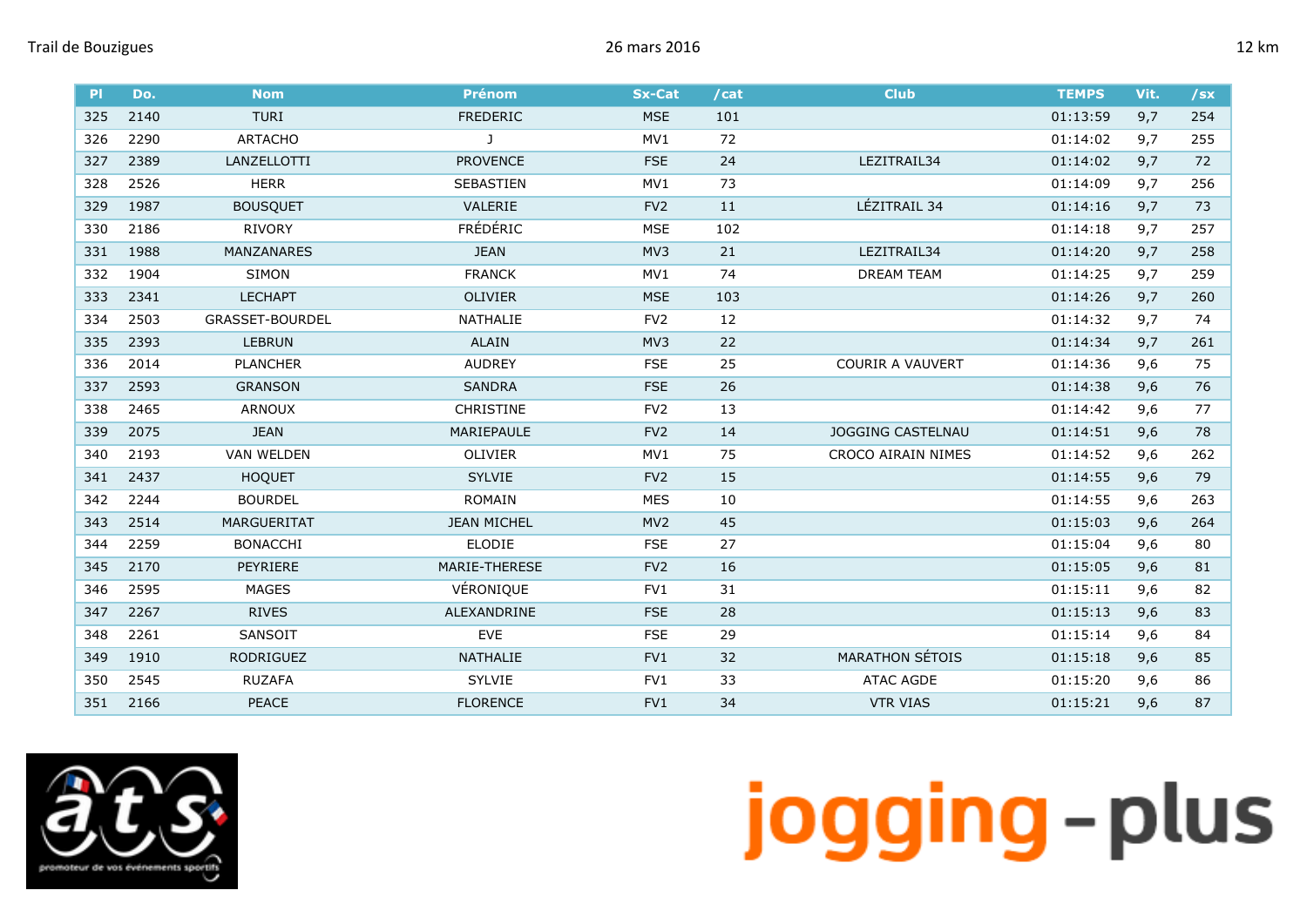Trail de Bouzigues 26 mars 2016 12 km

| Pl | Do. | Nom | Prénom | Sx-Cat | /cat | Club | TEMPS | Vit. | /sx |
|---|---|---|---|---|---|---|---|---|---|
| 325 | 2140 | TURI | FREDERIC | MSE | 101 | | 01:13:59 | 9,7 | 254 |
| 326 | 2290 | ARTACHO | J | MV1 | 72 | | 01:14:02 | 9,7 | 255 |
| 327 | 2389 | LANZELLOTTI | PROVENCE | FSE | 24 | LEZITRAIL34 | 01:14:02 | 9,7 | 72 |
| 328 | 2526 | HERR | SEBASTIEN | MV1 | 73 | | 01:14:09 | 9,7 | 256 |
| 329 | 1987 | BOUSQUET | VALERIE | FV2 | 11 | LÉZITRAIL 34 | 01:14:16 | 9,7 | 73 |
| 330 | 2186 | RIVORY | FRÉDÉRIC | MSE | 102 | | 01:14:18 | 9,7 | 257 |
| 331 | 1988 | MANZANARES | JEAN | MV3 | 21 | LEZITRAIL34 | 01:14:20 | 9,7 | 258 |
| 332 | 1904 | SIMON | FRANCK | MV1 | 74 | DREAM TEAM | 01:14:25 | 9,7 | 259 |
| 333 | 2341 | LECHAPT | OLIVIER | MSE | 103 | | 01:14:26 | 9,7 | 260 |
| 334 | 2503 | GRASSET-BOURDEL | NATHALIE | FV2 | 12 | | 01:14:32 | 9,7 | 74 |
| 335 | 2393 | LEBRUN | ALAIN | MV3 | 22 | | 01:14:34 | 9,7 | 261 |
| 336 | 2014 | PLANCHER | AUDREY | FSE | 25 | COURIR A VAUVERT | 01:14:36 | 9,6 | 75 |
| 337 | 2593 | GRANSON | SANDRA | FSE | 26 | | 01:14:38 | 9,6 | 76 |
| 338 | 2465 | ARNOUX | CHRISTINE | FV2 | 13 | | 01:14:42 | 9,6 | 77 |
| 339 | 2075 | JEAN | MARIEPAULE | FV2 | 14 | JOGGING CASTELNAU | 01:14:51 | 9,6 | 78 |
| 340 | 2193 | VAN WELDEN | OLIVIER | MV1 | 75 | CROCO AIRAIN NIMES | 01:14:52 | 9,6 | 262 |
| 341 | 2437 | HOQUET | SYLVIE | FV2 | 15 | | 01:14:55 | 9,6 | 79 |
| 342 | 2244 | BOURDEL | ROMAIN | MES | 10 | | 01:14:55 | 9,6 | 263 |
| 343 | 2514 | MARGUERITAT | JEAN MICHEL | MV2 | 45 | | 01:15:03 | 9,6 | 264 |
| 344 | 2259 | BONACCHI | ELODIE | FSE | 27 | | 01:15:04 | 9,6 | 80 |
| 345 | 2170 | PEYRIERE | MARIE-THERESE | FV2 | 16 | | 01:15:05 | 9,6 | 81 |
| 346 | 2595 | MAGES | VÉRONIQUE | FV1 | 31 | | 01:15:11 | 9,6 | 82 |
| 347 | 2267 | RIVES | ALEXANDRINE | FSE | 28 | | 01:15:13 | 9,6 | 83 |
| 348 | 2261 | SANSOIT | EVE | FSE | 29 | | 01:15:14 | 9,6 | 84 |
| 349 | 1910 | RODRIGUEZ | NATHALIE | FV1 | 32 | MARATHON SÉTOIS | 01:15:18 | 9,6 | 85 |
| 350 | 2545 | RUZAFA | SYLVIE | FV1 | 33 | ATAC AGDE | 01:15:20 | 9,6 | 86 |
| 351 | 2166 | PEACE | FLORENCE | FV1 | 34 | VTR VIAS | 01:15:21 | 9,6 | 87 |

jogging-plus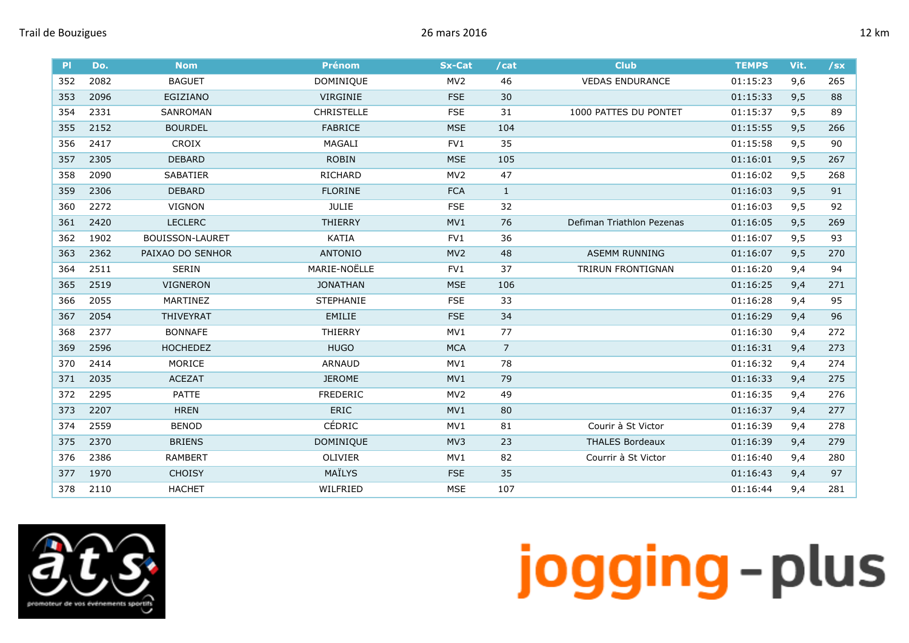Trail de Bouzigues — 26 mars 2016 — 12 km

| Pl | Do. | Nom | Prénom | Sx-Cat | /cat | Club | TEMPS | Vit. | /sx |
|---|---|---|---|---|---|---|---|---|---|
| 352 | 2082 | BAGUET | DOMINIQUE | MV2 | 46 | VEDAS ENDURANCE | 01:15:23 | 9,6 | 265 |
| 353 | 2096 | EGIZIANO | VIRGINIE | FSE | 30 | | 01:15:33 | 9,5 | 88 |
| 354 | 2331 | SANROMAN | CHRISTELLE | FSE | 31 | 1000 PATTES DU PONTET | 01:15:37 | 9,5 | 89 |
| 355 | 2152 | BOURDEL | FABRICE | MSE | 104 | | 01:15:55 | 9,5 | 266 |
| 356 | 2417 | CROIX | MAGALI | FV1 | 35 | | 01:15:58 | 9,5 | 90 |
| 357 | 2305 | DEBARD | ROBIN | MSE | 105 | | 01:16:01 | 9,5 | 267 |
| 358 | 2090 | SABATIER | RICHARD | MV2 | 47 | | 01:16:02 | 9,5 | 268 |
| 359 | 2306 | DEBARD | FLORINE | FCA | 1 | | 01:16:03 | 9,5 | 91 |
| 360 | 2272 | VIGNON | JULIE | FSE | 32 | | 01:16:03 | 9,5 | 92 |
| 361 | 2420 | LECLERC | THIERRY | MV1 | 76 | Defiman Triathlon Pezenas | 01:16:05 | 9,5 | 269 |
| 362 | 1902 | BOUISSON-LAURET | KATIA | FV1 | 36 | | 01:16:07 | 9,5 | 93 |
| 363 | 2362 | PAIXAO DO SENHOR | ANTONIO | MV2 | 48 | ASEMM RUNNING | 01:16:07 | 9,5 | 270 |
| 364 | 2511 | SERIN | MARIE-NOËLLE | FV1 | 37 | TRIRUN FRONTIGNAN | 01:16:20 | 9,4 | 94 |
| 365 | 2519 | VIGNERON | JONATHAN | MSE | 106 | | 01:16:25 | 9,4 | 271 |
| 366 | 2055 | MARTINEZ | STEPHANIE | FSE | 33 | | 01:16:28 | 9,4 | 95 |
| 367 | 2054 | THIVEYRAT | EMILIE | FSE | 34 | | 01:16:29 | 9,4 | 96 |
| 368 | 2377 | BONNAFE | THIERRY | MV1 | 77 | | 01:16:30 | 9,4 | 272 |
| 369 | 2596 | HOCHEDEZ | HUGO | MCA | 7 | | 01:16:31 | 9,4 | 273 |
| 370 | 2414 | MORICE | ARNAUD | MV1 | 78 | | 01:16:32 | 9,4 | 274 |
| 371 | 2035 | ACEZAT | JEROME | MV1 | 79 | | 01:16:33 | 9,4 | 275 |
| 372 | 2295 | PATTE | FREDERIC | MV2 | 49 | | 01:16:35 | 9,4 | 276 |
| 373 | 2207 | HREN | ERIC | MV1 | 80 | | 01:16:37 | 9,4 | 277 |
| 374 | 2559 | BENOD | CÉDRIC | MV1 | 81 | Courir à St Victor | 01:16:39 | 9,4 | 278 |
| 375 | 2370 | BRIENS | DOMINIQUE | MV3 | 23 | THALES Bordeaux | 01:16:39 | 9,4 | 279 |
| 376 | 2386 | RAMBERT | OLIVIER | MV1 | 82 | Courrir à St Victor | 01:16:40 | 9,4 | 280 |
| 377 | 1970 | CHOISY | MAÏLYS | FSE | 35 | | 01:16:43 | 9,4 | 97 |
| 378 | 2110 | HACHET | WILFRIED | MSE | 107 | | 01:16:44 | 9,4 | 281 |

ats promoteur de vos événements sportifs

jogging-plus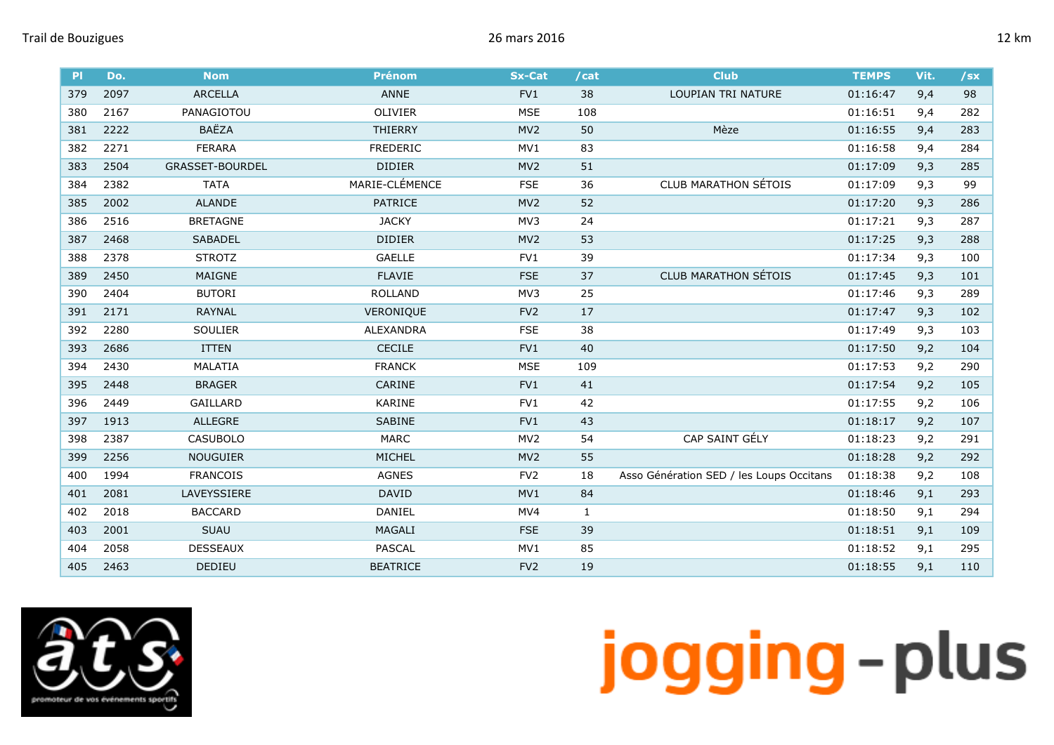Trail de Bouzigues 26 mars 2016 12 km

| Pl | Do. | Nom | Prénom | Sx-Cat | /cat | Club | TEMPS | Vit. | /sx |
|---|---|---|---|---|---|---|---|---|---|
| 379 | 2097 | ARCELLA | ANNE | FV1 | 38 | LOUPIAN TRI NATURE | 01:16:47 | 9,4 | 98 |
| 380 | 2167 | PANAGIOTOU | OLIVIER | MSE | 108 | | 01:16:51 | 9,4 | 282 |
| 381 | 2222 | BAËZA | THIERRY | MV2 | 50 | Mèze | 01:16:55 | 9,4 | 283 |
| 382 | 2271 | FERARA | FREDERIC | MV1 | 83 | | 01:16:58 | 9,4 | 284 |
| 383 | 2504 | GRASSET-BOURDEL | DIDIER | MV2 | 51 | | 01:17:09 | 9,3 | 285 |
| 384 | 2382 | TATA | MARIE-CLÉMENCE | FSE | 36 | CLUB MARATHON SÉTOIS | 01:17:09 | 9,3 | 99 |
| 385 | 2002 | ALANDE | PATRICE | MV2 | 52 | | 01:17:20 | 9,3 | 286 |
| 386 | 2516 | BRETAGNE | JACKY | MV3 | 24 | | 01:17:21 | 9,3 | 287 |
| 387 | 2468 | SABADEL | DIDIER | MV2 | 53 | | 01:17:25 | 9,3 | 288 |
| 388 | 2378 | STROTZ | GAELLE | FV1 | 39 | | 01:17:34 | 9,3 | 100 |
| 389 | 2450 | MAIGNE | FLAVIE | FSE | 37 | CLUB MARATHON SÉTOIS | 01:17:45 | 9,3 | 101 |
| 390 | 2404 | BUTORI | ROLLAND | MV3 | 25 | | 01:17:46 | 9,3 | 289 |
| 391 | 2171 | RAYNAL | VERONIQUE | FV2 | 17 | | 01:17:47 | 9,3 | 102 |
| 392 | 2280 | SOULIER | ALEXANDRA | FSE | 38 | | 01:17:49 | 9,3 | 103 |
| 393 | 2686 | ITTEN | CECILE | FV1 | 40 | | 01:17:50 | 9,2 | 104 |
| 394 | 2430 | MALATIA | FRANCK | MSE | 109 | | 01:17:53 | 9,2 | 290 |
| 395 | 2448 | BRAGER | CARINE | FV1 | 41 | | 01:17:54 | 9,2 | 105 |
| 396 | 2449 | GAILLARD | KARINE | FV1 | 42 | | 01:17:55 | 9,2 | 106 |
| 397 | 1913 | ALLEGRE | SABINE | FV1 | 43 | | 01:18:17 | 9,2 | 107 |
| 398 | 2387 | CASUBOLO | MARC | MV2 | 54 | CAP SAINT GÉLY | 01:18:23 | 9,2 | 291 |
| 399 | 2256 | NOUGUIER | MICHEL | MV2 | 55 | | 01:18:28 | 9,2 | 292 |
| 400 | 1994 | FRANCOIS | AGNES | FV2 | 18 | Asso Génération SED / les Loups Occitans | 01:18:38 | 9,2 | 108 |
| 401 | 2081 | LAVEYSSIERE | DAVID | MV1 | 84 | | 01:18:46 | 9,1 | 293 |
| 402 | 2018 | BACCARD | DANIEL | MV4 | 1 | | 01:18:50 | 9,1 | 294 |
| 403 | 2001 | SUAU | MAGALI | FSE | 39 | | 01:18:51 | 9,1 | 109 |
| 404 | 2058 | DESSEAUX | PASCAL | MV1 | 85 | | 01:18:52 | 9,1 | 295 |
| 405 | 2463 | DEDIEU | BEATRICE | FV2 | 19 | | 01:18:55 | 9,1 | 110 |

jogging-plus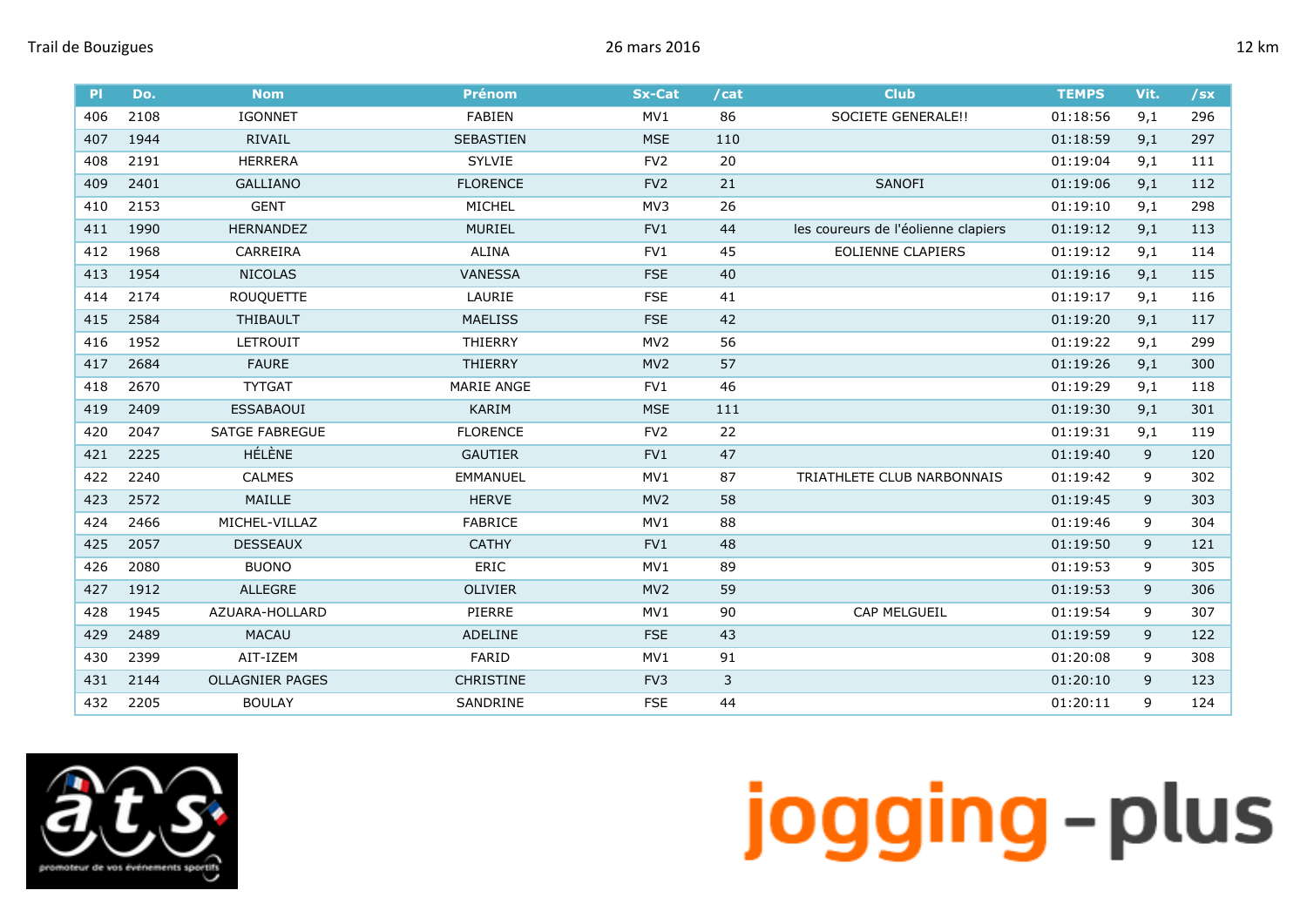Trail de Bouzigues — 26 mars 2016 — 12 km

| Pl | Do. | Nom | Prénom | Sx-Cat | /cat | Club | TEMPS | Vit. | /sx |
|---|---|---|---|---|---|---|---|---|---|
| 406 | 2108 | IGONNET | FABIEN | MV1 | 86 | SOCIETE GENERALE!! | 01:18:56 | 9,1 | 296 |
| 407 | 1944 | RIVAIL | SEBASTIEN | MSE | 110 | | 01:18:59 | 9,1 | 297 |
| 408 | 2191 | HERRERA | SYLVIE | FV2 | 20 | | 01:19:04 | 9,1 | 111 |
| 409 | 2401 | GALLIANO | FLORENCE | FV2 | 21 | SANOFI | 01:19:06 | 9,1 | 112 |
| 410 | 2153 | GENT | MICHEL | MV3 | 26 | | 01:19:10 | 9,1 | 298 |
| 411 | 1990 | HERNANDEZ | MURIEL | FV1 | 44 | les coureurs de l'éolienne clapiers | 01:19:12 | 9,1 | 113 |
| 412 | 1968 | CARREIRA | ALINA | FV1 | 45 | EOLIENNE CLAPIERS | 01:19:12 | 9,1 | 114 |
| 413 | 1954 | NICOLAS | VANESSA | FSE | 40 | | 01:19:16 | 9,1 | 115 |
| 414 | 2174 | ROUQUETTE | LAURIE | FSE | 41 | | 01:19:17 | 9,1 | 116 |
| 415 | 2584 | THIBAULT | MAELISS | FSE | 42 | | 01:19:20 | 9,1 | 117 |
| 416 | 1952 | LETROUIT | THIERRY | MV2 | 56 | | 01:19:22 | 9,1 | 299 |
| 417 | 2684 | FAURE | THIERRY | MV2 | 57 | | 01:19:26 | 9,1 | 300 |
| 418 | 2670 | TYTGAT | MARIE ANGE | FV1 | 46 | | 01:19:29 | 9,1 | 118 |
| 419 | 2409 | ESSABAOUI | KARIM | MSE | 111 | | 01:19:30 | 9,1 | 301 |
| 420 | 2047 | SATGE FABREGUE | FLORENCE | FV2 | 22 | | 01:19:31 | 9,1 | 119 |
| 421 | 2225 | HÉLÈNE | GAUTIER | FV1 | 47 | | 01:19:40 | 9 | 120 |
| 422 | 2240 | CALMES | EMMANUEL | MV1 | 87 | TRIATHLETE CLUB NARBONNAIS | 01:19:42 | 9 | 302 |
| 423 | 2572 | MAILLE | HERVE | MV2 | 58 | | 01:19:45 | 9 | 303 |
| 424 | 2466 | MICHEL-VILLAZ | FABRICE | MV1 | 88 | | 01:19:46 | 9 | 304 |
| 425 | 2057 | DESSEAUX | CATHY | FV1 | 48 | | 01:19:50 | 9 | 121 |
| 426 | 2080 | BUONO | ERIC | MV1 | 89 | | 01:19:53 | 9 | 305 |
| 427 | 1912 | ALLEGRE | OLIVIER | MV2 | 59 | | 01:19:53 | 9 | 306 |
| 428 | 1945 | AZUARA-HOLLARD | PIERRE | MV1 | 90 | CAP MELGUEIL | 01:19:54 | 9 | 307 |
| 429 | 2489 | MACAU | ADELINE | FSE | 43 | | 01:19:59 | 9 | 122 |
| 430 | 2399 | AIT-IZEM | FARID | MV1 | 91 | | 01:20:08 | 9 | 308 |
| 431 | 2144 | OLLAGNIER PAGES | CHRISTINE | FV3 | 3 | | 01:20:10 | 9 | 123 |
| 432 | 2205 | BOULAY | SANDRINE | FSE | 44 | | 01:20:11 | 9 | 124 |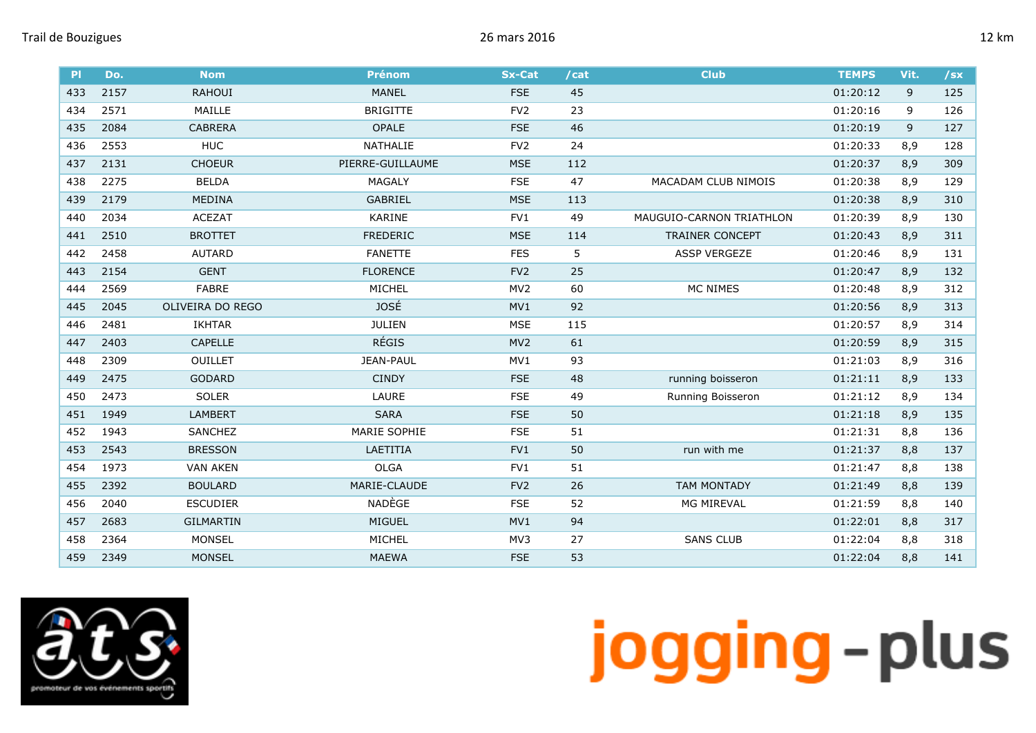| Pl | Do. | Nom | Prénom | Sx-Cat | /cat | Club | TEMPS | Vit. | /sx |
|---|---|---|---|---|---|---|---|---|---|
| 433 | 2157 | RAHOUI | MANEL | FSE | 45 | | 01:20:12 | 9 | 125 |
| 434 | 2571 | MAILLE | BRIGITTE | FV2 | 23 | | 01:20:16 | 9 | 126 |
| 435 | 2084 | CABRERA | OPALE | FSE | 46 | | 01:20:19 | 9 | 127 |
| 436 | 2553 | HUC | NATHALIE | FV2 | 24 | | 01:20:33 | 8,9 | 128 |
| 437 | 2131 | CHOEUR | PIERRE-GUILLAUME | MSE | 112 | | 01:20:37 | 8,9 | 309 |
| 438 | 2275 | BELDA | MAGALY | FSE | 47 | MACADAM CLUB NIMOIS | 01:20:38 | 8,9 | 129 |
| 439 | 2179 | MEDINA | GABRIEL | MSE | 113 | | 01:20:38 | 8,9 | 310 |
| 440 | 2034 | ACEZAT | KARINE | FV1 | 49 | MAUGUIO-CARNON TRIATHLON | 01:20:39 | 8,9 | 130 |
| 441 | 2510 | BROTTET | FREDERIC | MSE | 114 | TRAINER CONCEPT | 01:20:43 | 8,9 | 311 |
| 442 | 2458 | AUTARD | FANETTE | FES | 5 | ASSP VERGEZE | 01:20:46 | 8,9 | 131 |
| 443 | 2154 | GENT | FLORENCE | FV2 | 25 | | 01:20:47 | 8,9 | 132 |
| 444 | 2569 | FABRE | MICHEL | MV2 | 60 | MC NIMES | 01:20:48 | 8,9 | 312 |
| 445 | 2045 | OLIVEIRA DO REGO | JOSÉ | MV1 | 92 | | 01:20:56 | 8,9 | 313 |
| 446 | 2481 | IKHTAR | JULIEN | MSE | 115 | | 01:20:57 | 8,9 | 314 |
| 447 | 2403 | CAPELLE | RÉGIS | MV2 | 61 | | 01:20:59 | 8,9 | 315 |
| 448 | 2309 | OUILLET | JEAN-PAUL | MV1 | 93 | | 01:21:03 | 8,9 | 316 |
| 449 | 2475 | GODARD | CINDY | FSE | 48 | running boisseron | 01:21:11 | 8,9 | 133 |
| 450 | 2473 | SOLER | LAURE | FSE | 49 | Running Boisseron | 01:21:12 | 8,9 | 134 |
| 451 | 1949 | LAMBERT | SARA | FSE | 50 | | 01:21:18 | 8,9 | 135 |
| 452 | 1943 | SANCHEZ | MARIE SOPHIE | FSE | 51 | | 01:21:31 | 8,8 | 136 |
| 453 | 2543 | BRESSON | LAETITIA | FV1 | 50 | run with me | 01:21:37 | 8,8 | 137 |
| 454 | 1973 | VAN AKEN | OLGA | FV1 | 51 | | 01:21:47 | 8,8 | 138 |
| 455 | 2392 | BOULARD | MARIE-CLAUDE | FV2 | 26 | TAM MONTADY | 01:21:49 | 8,8 | 139 |
| 456 | 2040 | ESCUDIER | NADÈGE | FSE | 52 | MG MIREVAL | 01:21:59 | 8,8 | 140 |
| 457 | 2683 | GILMARTIN | MIGUEL | MV1 | 94 | | 01:22:01 | 8,8 | 317 |
| 458 | 2364 | MONSEL | MICHEL | MV3 | 27 | SANS CLUB | 01:22:04 | 8,8 | 318 |
| 459 | 2349 | MONSEL | MAEWA | FSE | 53 | | 01:22:04 | 8,8 | 141 |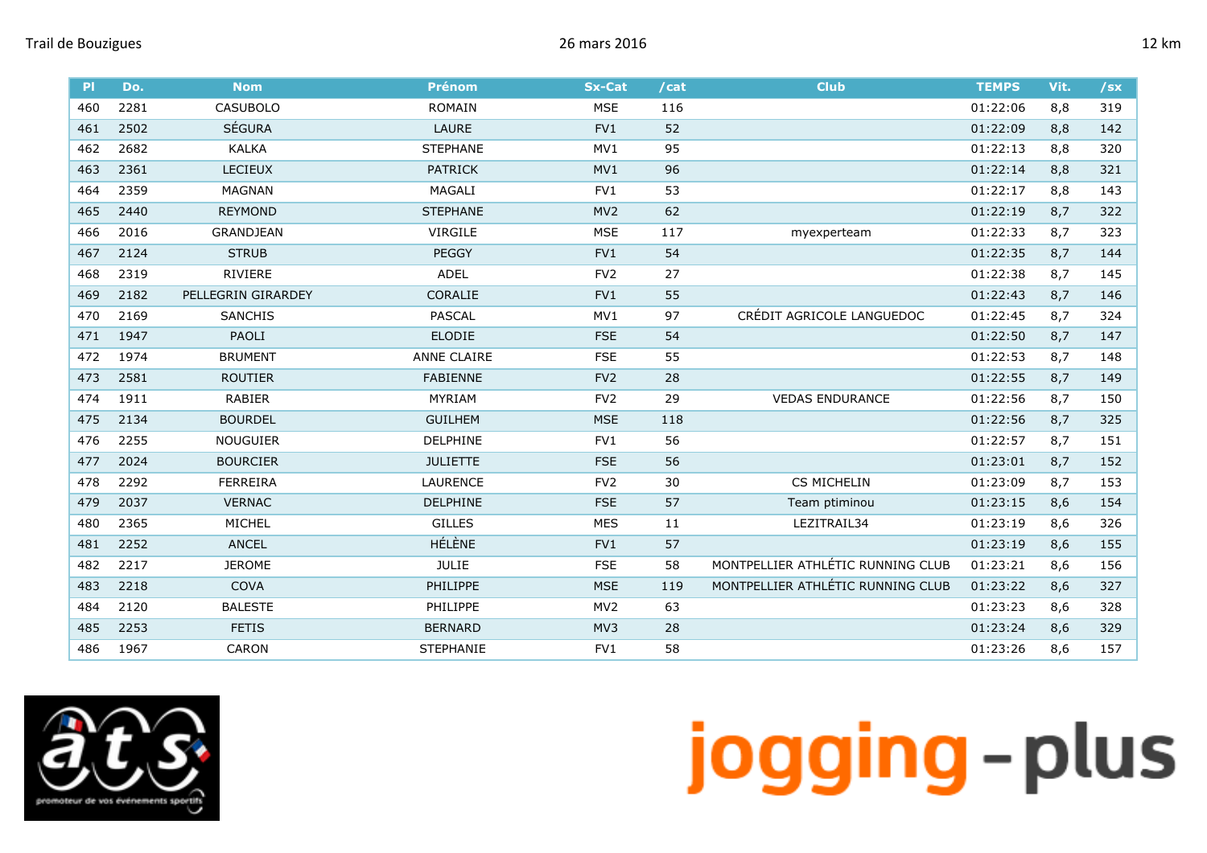| Pl | Do. | Nom | Prénom | Sx-Cat | /cat | Club | TEMPS | Vit. | /sx |
|---|---|---|---|---|---|---|---|---|---|
| 460 | 2281 | CASUBOLO | ROMAIN | MSE | 116 | | 01:22:06 | 8,8 | 319 |
| 461 | 2502 | SÉGURA | LAURE | FV1 | 52 | | 01:22:09 | 8,8 | 142 |
| 462 | 2682 | KALKA | STEPHANE | MV1 | 95 | | 01:22:13 | 8,8 | 320 |
| 463 | 2361 | LECIEUX | PATRICK | MV1 | 96 | | 01:22:14 | 8,8 | 321 |
| 464 | 2359 | MAGNAN | MAGALI | FV1 | 53 | | 01:22:17 | 8,8 | 143 |
| 465 | 2440 | REYMOND | STEPHANE | MV2 | 62 | | 01:22:19 | 8,7 | 322 |
| 466 | 2016 | GRANDJEAN | VIRGILE | MSE | 117 | myexperteam | 01:22:33 | 8,7 | 323 |
| 467 | 2124 | STRUB | PEGGY | FV1 | 54 | | 01:22:35 | 8,7 | 144 |
| 468 | 2319 | RIVIERE | ADEL | FV2 | 27 | | 01:22:38 | 8,7 | 145 |
| 469 | 2182 | PELLEGRIN GIRARDEY | CORALIE | FV1 | 55 | | 01:22:43 | 8,7 | 146 |
| 470 | 2169 | SANCHIS | PASCAL | MV1 | 97 | CRÉDIT AGRICOLE LANGUEDOC | 01:22:45 | 8,7 | 324 |
| 471 | 1947 | PAOLI | ELODIE | FSE | 54 | | 01:22:50 | 8,7 | 147 |
| 472 | 1974 | BRUMENT | ANNE CLAIRE | FSE | 55 | | 01:22:53 | 8,7 | 148 |
| 473 | 2581 | ROUTIER | FABIENNE | FV2 | 28 | | 01:22:55 | 8,7 | 149 |
| 474 | 1911 | RABIER | MYRIAM | FV2 | 29 | VEDAS ENDURANCE | 01:22:56 | 8,7 | 150 |
| 475 | 2134 | BOURDEL | GUILHEM | MSE | 118 | | 01:22:56 | 8,7 | 325 |
| 476 | 2255 | NOUGUIER | DELPHINE | FV1 | 56 | | 01:22:57 | 8,7 | 151 |
| 477 | 2024 | BOURCIER | JULIETTE | FSE | 56 | | 01:23:01 | 8,7 | 152 |
| 478 | 2292 | FERREIRA | LAURENCE | FV2 | 30 | CS MICHELIN | 01:23:09 | 8,7 | 153 |
| 479 | 2037 | VERNAC | DELPHINE | FSE | 57 | Team ptiminou | 01:23:15 | 8,6 | 154 |
| 480 | 2365 | MICHEL | GILLES | MES | 11 | LEZITRAIL34 | 01:23:19 | 8,6 | 326 |
| 481 | 2252 | ANCEL | HÉLÈNE | FV1 | 57 | | 01:23:19 | 8,6 | 155 |
| 482 | 2217 | JEROME | JULIE | FSE | 58 | MONTPELLIER ATHLÉTIC RUNNING CLUB | 01:23:21 | 8,6 | 156 |
| 483 | 2218 | COVA | PHILIPPE | MSE | 119 | MONTPELLIER ATHLÉTIC RUNNING CLUB | 01:23:22 | 8,6 | 327 |
| 484 | 2120 | BALESTE | PHILIPPE | MV2 | 63 | | 01:23:23 | 8,6 | 328 |
| 485 | 2253 | FETIS | BERNARD | MV3 | 28 | | 01:23:24 | 8,6 | 329 |
| 486 | 1967 | CARON | STEPHANIE | FV1 | 58 | | 01:23:26 | 8,6 | 157 |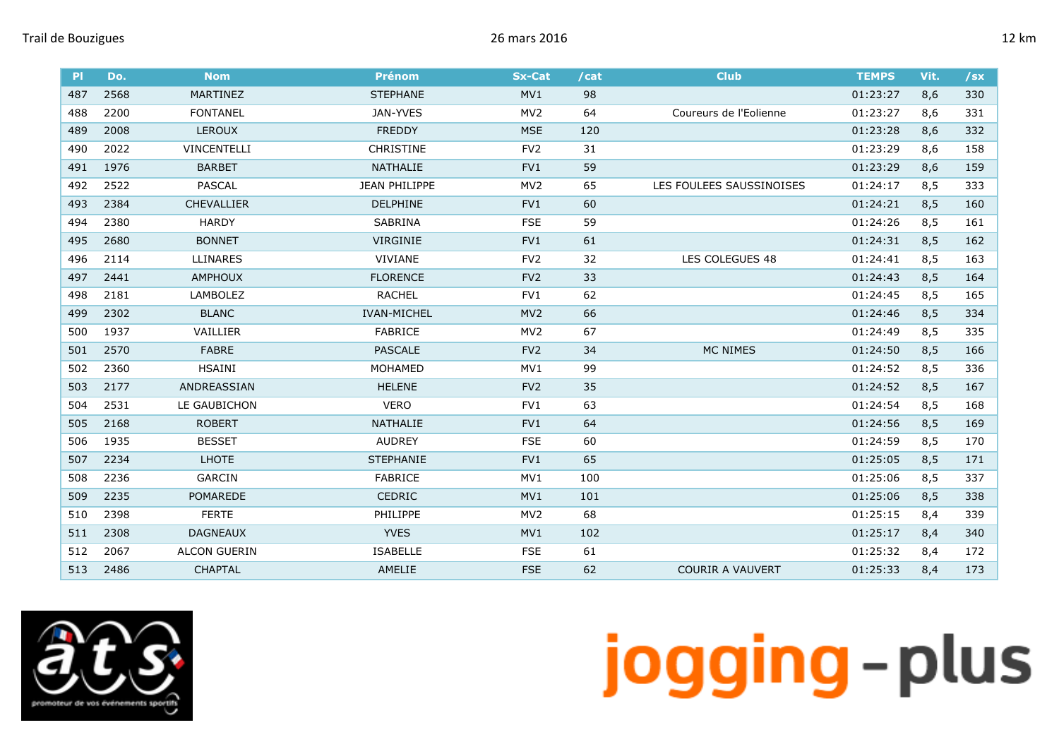Trail de Bouzigues — 26 mars 2016 — 12 km

| Pl | Do. | Nom | Prénom | Sx-Cat | /cat | Club | TEMPS | Vit. | /sx |
|---|---|---|---|---|---|---|---|---|---|
| 487 | 2568 | MARTINEZ | STEPHANE | MV1 | 98 | | 01:23:27 | 8,6 | 330 |
| 488 | 2200 | FONTANEL | JAN-YVES | MV2 | 64 | Coureurs de l'Eolienne | 01:23:27 | 8,6 | 331 |
| 489 | 2008 | LEROUX | FREDDY | MSE | 120 | | 01:23:28 | 8,6 | 332 |
| 490 | 2022 | VINCENTELLI | CHRISTINE | FV2 | 31 | | 01:23:29 | 8,6 | 158 |
| 491 | 1976 | BARBET | NATHALIE | FV1 | 59 | | 01:23:29 | 8,6 | 159 |
| 492 | 2522 | PASCAL | JEAN PHILIPPE | MV2 | 65 | LES FOULEES SAUSSINOISES | 01:24:17 | 8,5 | 333 |
| 493 | 2384 | CHEVALLIER | DELPHINE | FV1 | 60 | | 01:24:21 | 8,5 | 160 |
| 494 | 2380 | HARDY | SABRINA | FSE | 59 | | 01:24:26 | 8,5 | 161 |
| 495 | 2680 | BONNET | VIRGINIE | FV1 | 61 | | 01:24:31 | 8,5 | 162 |
| 496 | 2114 | LLINARES | VIVIANE | FV2 | 32 | LES COLEGUES 48 | 01:24:41 | 8,5 | 163 |
| 497 | 2441 | AMPHOUX | FLORENCE | FV2 | 33 | | 01:24:43 | 8,5 | 164 |
| 498 | 2181 | LAMBOLEZ | RACHEL | FV1 | 62 | | 01:24:45 | 8,5 | 165 |
| 499 | 2302 | BLANC | IVAN-MICHEL | MV2 | 66 | | 01:24:46 | 8,5 | 334 |
| 500 | 1937 | VAILLIER | FABRICE | MV2 | 67 | | 01:24:49 | 8,5 | 335 |
| 501 | 2570 | FABRE | PASCALE | FV2 | 34 | MC NIMES | 01:24:50 | 8,5 | 166 |
| 502 | 2360 | HSAINI | MOHAMED | MV1 | 99 | | 01:24:52 | 8,5 | 336 |
| 503 | 2177 | ANDREASSIAN | HELENE | FV2 | 35 | | 01:24:52 | 8,5 | 167 |
| 504 | 2531 | LE GAUBICHON | VERO | FV1 | 63 | | 01:24:54 | 8,5 | 168 |
| 505 | 2168 | ROBERT | NATHALIE | FV1 | 64 | | 01:24:56 | 8,5 | 169 |
| 506 | 1935 | BESSET | AUDREY | FSE | 60 | | 01:24:59 | 8,5 | 170 |
| 507 | 2234 | LHOTE | STEPHANIE | FV1 | 65 | | 01:25:05 | 8,5 | 171 |
| 508 | 2236 | GARCIN | FABRICE | MV1 | 100 | | 01:25:06 | 8,5 | 337 |
| 509 | 2235 | POMAREDE | CEDRIC | MV1 | 101 | | 01:25:06 | 8,5 | 338 |
| 510 | 2398 | FERTE | PHILIPPE | MV2 | 68 | | 01:25:15 | 8,4 | 339 |
| 511 | 2308 | DAGNEAUX | YVES | MV1 | 102 | | 01:25:17 | 8,4 | 340 |
| 512 | 2067 | ALCON GUERIN | ISABELLE | FSE | 61 | | 01:25:32 | 8,4 | 172 |
| 513 | 2486 | CHAPTAL | AMELIE | FSE | 62 | COURIR A VAUVERT | 01:25:33 | 8,4 | 173 |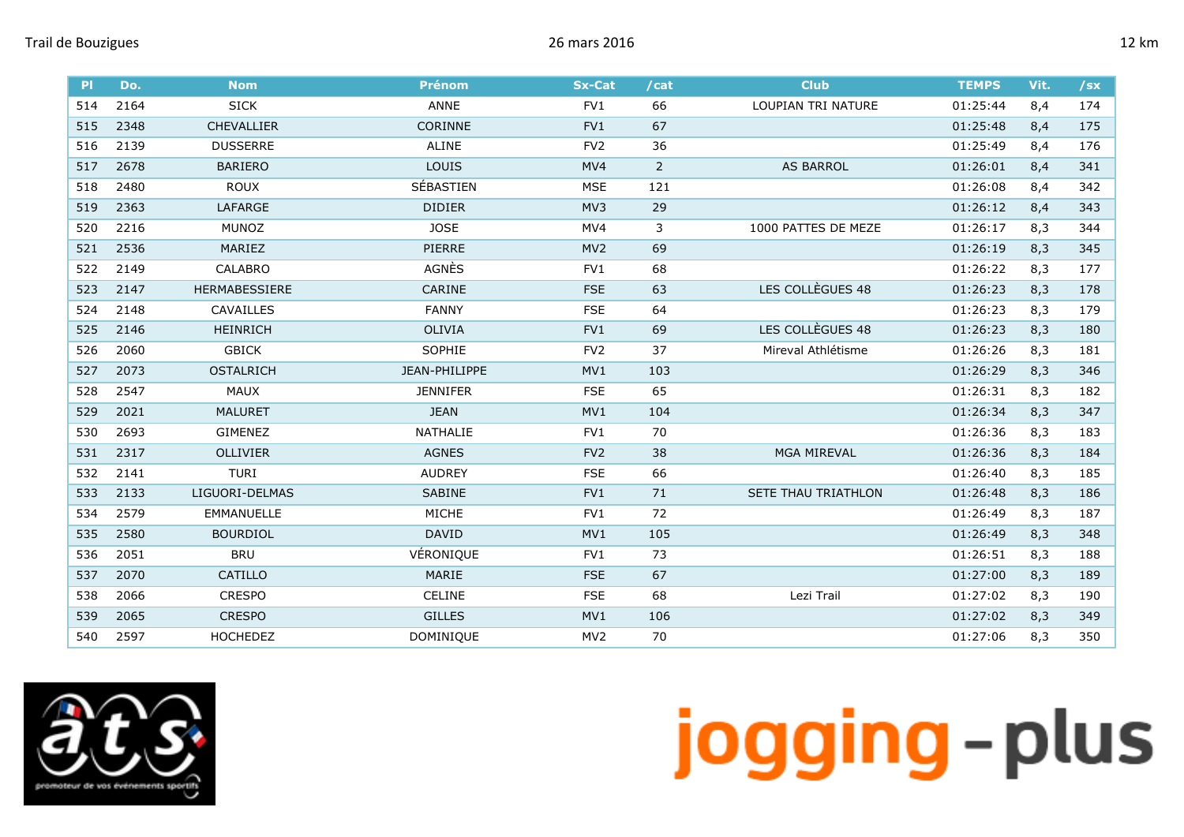| Pl | Do. | Nom | Prénom | Sx-Cat | /cat | Club | TEMPS | Vit. | /sx |
|---|---|---|---|---|---|---|---|---|---|
| 514 | 2164 | SICK | ANNE | FV1 | 66 | LOUPIAN TRI NATURE | 01:25:44 | 8,4 | 174 |
| 515 | 2348 | CHEVALLIER | CORINNE | FV1 | 67 | | 01:25:48 | 8,4 | 175 |
| 516 | 2139 | DUSSERRE | ALINE | FV2 | 36 | | 01:25:49 | 8,4 | 176 |
| 517 | 2678 | BARIERO | LOUIS | MV4 | 2 | AS BARROL | 01:26:01 | 8,4 | 341 |
| 518 | 2480 | ROUX | SÉBASTIEN | MSE | 121 | | 01:26:08 | 8,4 | 342 |
| 519 | 2363 | LAFARGE | DIDIER | MV3 | 29 | | 01:26:12 | 8,4 | 343 |
| 520 | 2216 | MUNOZ | JOSE | MV4 | 3 | 1000 PATTES DE MEZE | 01:26:17 | 8,3 | 344 |
| 521 | 2536 | MARIEZ | PIERRE | MV2 | 69 | | 01:26:19 | 8,3 | 345 |
| 522 | 2149 | CALABRO | AGNÈS | FV1 | 68 | | 01:26:22 | 8,3 | 177 |
| 523 | 2147 | HERMABESSIERE | CARINE | FSE | 63 | LES COLLÈGUES 48 | 01:26:23 | 8,3 | 178 |
| 524 | 2148 | CAVAILLES | FANNY | FSE | 64 | | 01:26:23 | 8,3 | 179 |
| 525 | 2146 | HEINRICH | OLIVIA | FV1 | 69 | LES COLLÈGUES 48 | 01:26:23 | 8,3 | 180 |
| 526 | 2060 | GBICK | SOPHIE | FV2 | 37 | Mireval Athlétisme | 01:26:26 | 8,3 | 181 |
| 527 | 2073 | OSTALRICH | JEAN-PHILIPPE | MV1 | 103 | | 01:26:29 | 8,3 | 346 |
| 528 | 2547 | MAUX | JENNIFER | FSE | 65 | | 01:26:31 | 8,3 | 182 |
| 529 | 2021 | MALURET | JEAN | MV1 | 104 | | 01:26:34 | 8,3 | 347 |
| 530 | 2693 | GIMENEZ | NATHALIE | FV1 | 70 | | 01:26:36 | 8,3 | 183 |
| 531 | 2317 | OLLIVIER | AGNES | FV2 | 38 | MGA MIREVAL | 01:26:36 | 8,3 | 184 |
| 532 | 2141 | TURI | AUDREY | FSE | 66 | | 01:26:40 | 8,3 | 185 |
| 533 | 2133 | LIGUORI-DELMAS | SABINE | FV1 | 71 | SETE THAU TRIATHLON | 01:26:48 | 8,3 | 186 |
| 534 | 2579 | EMMANUELLE | MICHE | FV1 | 72 | | 01:26:49 | 8,3 | 187 |
| 535 | 2580 | BOURDIOL | DAVID | MV1 | 105 | | 01:26:49 | 8,3 | 348 |
| 536 | 2051 | BRU | VÉRONIQUE | FV1 | 73 | | 01:26:51 | 8,3 | 188 |
| 537 | 2070 | CATILLO | MARIE | FSE | 67 | | 01:27:00 | 8,3 | 189 |
| 538 | 2066 | CRESPO | CELINE | FSE | 68 | Lezi Trail | 01:27:02 | 8,3 | 190 |
| 539 | 2065 | CRESPO | GILLES | MV1 | 106 | | 01:27:02 | 8,3 | 349 |
| 540 | 2597 | HOCHEDEZ | DOMINIQUE | MV2 | 70 | | 01:27:06 | 8,3 | 350 |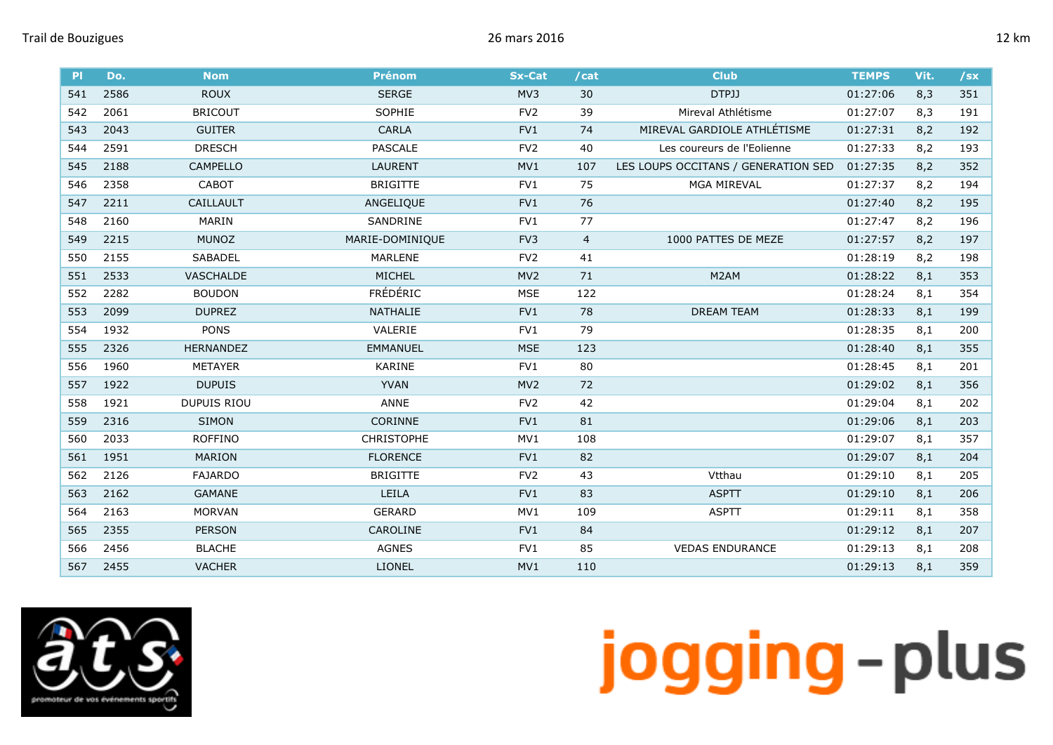Trail de Bouzigues 26 mars 2016 12 km

| Pl | Do. | Nom | Prénom | Sx-Cat | /cat | Club | TEMPS | Vit. | /sx |
|---|---|---|---|---|---|---|---|---|---|
| 541 | 2586 | ROUX | SERGE | MV3 | 30 | DTPJJ | 01:27:06 | 8,3 | 351 |
| 542 | 2061 | BRICOUT | SOPHIE | FV2 | 39 | Mireval Athlétisme | 01:27:07 | 8,3 | 191 |
| 543 | 2043 | GUITER | CARLA | FV1 | 74 | MIREVAL GARDIOLE ATHLÉTISME | 01:27:31 | 8,2 | 192 |
| 544 | 2591 | DRESCH | PASCALE | FV2 | 40 | Les coureurs de l'Eolienne | 01:27:33 | 8,2 | 193 |
| 545 | 2188 | CAMPELLO | LAURENT | MV1 | 107 | LES LOUPS OCCITANS / GENERATION SED | 01:27:35 | 8,2 | 352 |
| 546 | 2358 | CABOT | BRIGITTE | FV1 | 75 | MGA MIREVAL | 01:27:37 | 8,2 | 194 |
| 547 | 2211 | CAILLAULT | ANGELIQUE | FV1 | 76 | | 01:27:40 | 8,2 | 195 |
| 548 | 2160 | MARIN | SANDRINE | FV1 | 77 | | 01:27:47 | 8,2 | 196 |
| 549 | 2215 | MUNOZ | MARIE-DOMINIQUE | FV3 | 4 | 1000 PATTES DE MEZE | 01:27:57 | 8,2 | 197 |
| 550 | 2155 | SABADEL | MARLENE | FV2 | 41 | | 01:28:19 | 8,2 | 198 |
| 551 | 2533 | VASCHALDE | MICHEL | MV2 | 71 | M2AM | 01:28:22 | 8,1 | 353 |
| 552 | 2282 | BOUDON | FRÉDÉRIC | MSE | 122 | | 01:28:24 | 8,1 | 354 |
| 553 | 2099 | DUPREZ | NATHALIE | FV1 | 78 | DREAM TEAM | 01:28:33 | 8,1 | 199 |
| 554 | 1932 | PONS | VALERIE | FV1 | 79 | | 01:28:35 | 8,1 | 200 |
| 555 | 2326 | HERNANDEZ | EMMANUEL | MSE | 123 | | 01:28:40 | 8,1 | 355 |
| 556 | 1960 | METAYER | KARINE | FV1 | 80 | | 01:28:45 | 8,1 | 201 |
| 557 | 1922 | DUPUIS | YVAN | MV2 | 72 | | 01:29:02 | 8,1 | 356 |
| 558 | 1921 | DUPUIS RIOU | ANNE | FV2 | 42 | | 01:29:04 | 8,1 | 202 |
| 559 | 2316 | SIMON | CORINNE | FV1 | 81 | | 01:29:06 | 8,1 | 203 |
| 560 | 2033 | ROFFINO | CHRISTOPHE | MV1 | 108 | | 01:29:07 | 8,1 | 357 |
| 561 | 1951 | MARION | FLORENCE | FV1 | 82 | | 01:29:07 | 8,1 | 204 |
| 562 | 2126 | FAJARDO | BRIGITTE | FV2 | 43 | Vtthau | 01:29:10 | 8,1 | 205 |
| 563 | 2162 | GAMANE | LEILA | FV1 | 83 | ASPTT | 01:29:10 | 8,1 | 206 |
| 564 | 2163 | MORVAN | GERARD | MV1 | 109 | ASPTT | 01:29:11 | 8,1 | 358 |
| 565 | 2355 | PERSON | CAROLINE | FV1 | 84 | | 01:29:12 | 8,1 | 207 |
| 566 | 2456 | BLACHE | AGNES | FV1 | 85 | VEDAS ENDURANCE | 01:29:13 | 8,1 | 208 |
| 567 | 2455 | VACHER | LIONEL | MV1 | 110 | | 01:29:13 | 8,1 | 359 |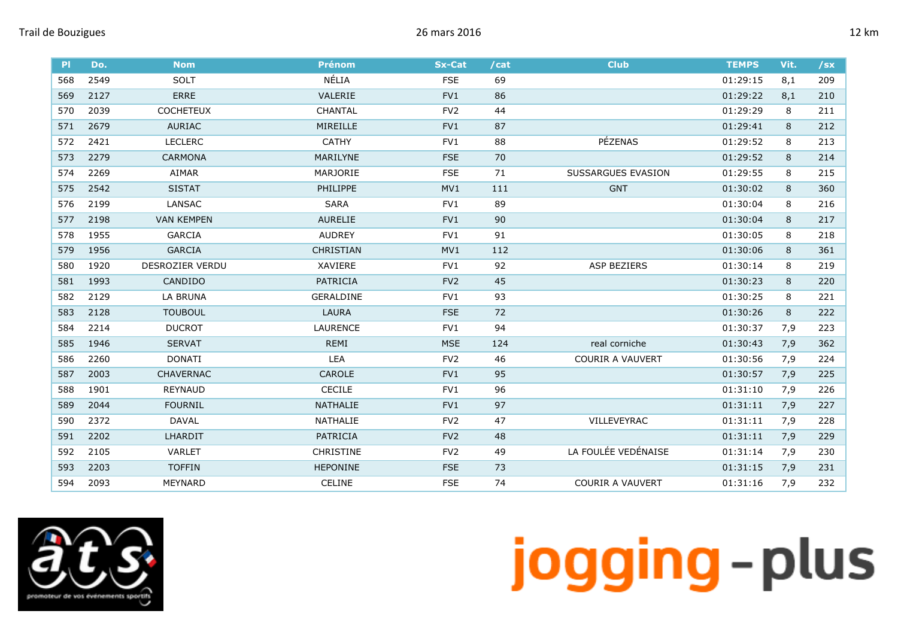Trail de Bouzigues 26 mars 2016 12 km

| Pl | Do. | Nom | Prénom | Sx-Cat | /cat | Club | TEMPS | Vit. | /sx |
|---|---|---|---|---|---|---|---|---|---|
| 568 | 2549 | SOLT | NÉLIA | FSE | 69 | | 01:29:15 | 8,1 | 209 |
| 569 | 2127 | ERRE | VALERIE | FV1 | 86 | | 01:29:22 | 8,1 | 210 |
| 570 | 2039 | COCHETEUX | CHANTAL | FV2 | 44 | | 01:29:29 | 8 | 211 |
| 571 | 2679 | AURIAC | MIREILLE | FV1 | 87 | | 01:29:41 | 8 | 212 |
| 572 | 2421 | LECLERC | CATHY | FV1 | 88 | PÉZENAS | 01:29:52 | 8 | 213 |
| 573 | 2279 | CARMONA | MARILYNE | FSE | 70 | | 01:29:52 | 8 | 214 |
| 574 | 2269 | AIMAR | MARJORIE | FSE | 71 | SUSSARGUES EVASION | 01:29:55 | 8 | 215 |
| 575 | 2542 | SISTAT | PHILIPPE | MV1 | 111 | GNT | 01:30:02 | 8 | 360 |
| 576 | 2199 | LANSAC | SARA | FV1 | 89 | | 01:30:04 | 8 | 216 |
| 577 | 2198 | VAN KEMPEN | AURELIE | FV1 | 90 | | 01:30:04 | 8 | 217 |
| 578 | 1955 | GARCIA | AUDREY | FV1 | 91 | | 01:30:05 | 8 | 218 |
| 579 | 1956 | GARCIA | CHRISTIAN | MV1 | 112 | | 01:30:06 | 8 | 361 |
| 580 | 1920 | DESROZIER VERDU | XAVIERE | FV1 | 92 | ASP BEZIERS | 01:30:14 | 8 | 219 |
| 581 | 1993 | CANDIDO | PATRICIA | FV2 | 45 | | 01:30:23 | 8 | 220 |
| 582 | 2129 | LA BRUNA | GERALDINE | FV1 | 93 | | 01:30:25 | 8 | 221 |
| 583 | 2128 | TOUBOUL | LAURA | FSE | 72 | | 01:30:26 | 8 | 222 |
| 584 | 2214 | DUCROT | LAURENCE | FV1 | 94 | | 01:30:37 | 7,9 | 223 |
| 585 | 1946 | SERVAT | REMI | MSE | 124 | real corniche | 01:30:43 | 7,9 | 362 |
| 586 | 2260 | DONATI | LEA | FV2 | 46 | COURIR A VAUVERT | 01:30:56 | 7,9 | 224 |
| 587 | 2003 | CHAVERNAC | CAROLE | FV1 | 95 | | 01:30:57 | 7,9 | 225 |
| 588 | 1901 | REYNAUD | CECILE | FV1 | 96 | | 01:31:10 | 7,9 | 226 |
| 589 | 2044 | FOURNIL | NATHALIE | FV1 | 97 | | 01:31:11 | 7,9 | 227 |
| 590 | 2372 | DAVAL | NATHALIE | FV2 | 47 | VILLEVEYRAC | 01:31:11 | 7,9 | 228 |
| 591 | 2202 | LHARDIT | PATRICIA | FV2 | 48 | | 01:31:11 | 7,9 | 229 |
| 592 | 2105 | VARLET | CHRISTINE | FV2 | 49 | LA FOULÉE VEDÉNAISE | 01:31:14 | 7,9 | 230 |
| 593 | 2203 | TOFFIN | HEPONINE | FSE | 73 | | 01:31:15 | 7,9 | 231 |
| 594 | 2093 | MEYNARD | CELINE | FSE | 74 | COURIR A VAUVERT | 01:31:16 | 7,9 | 232 |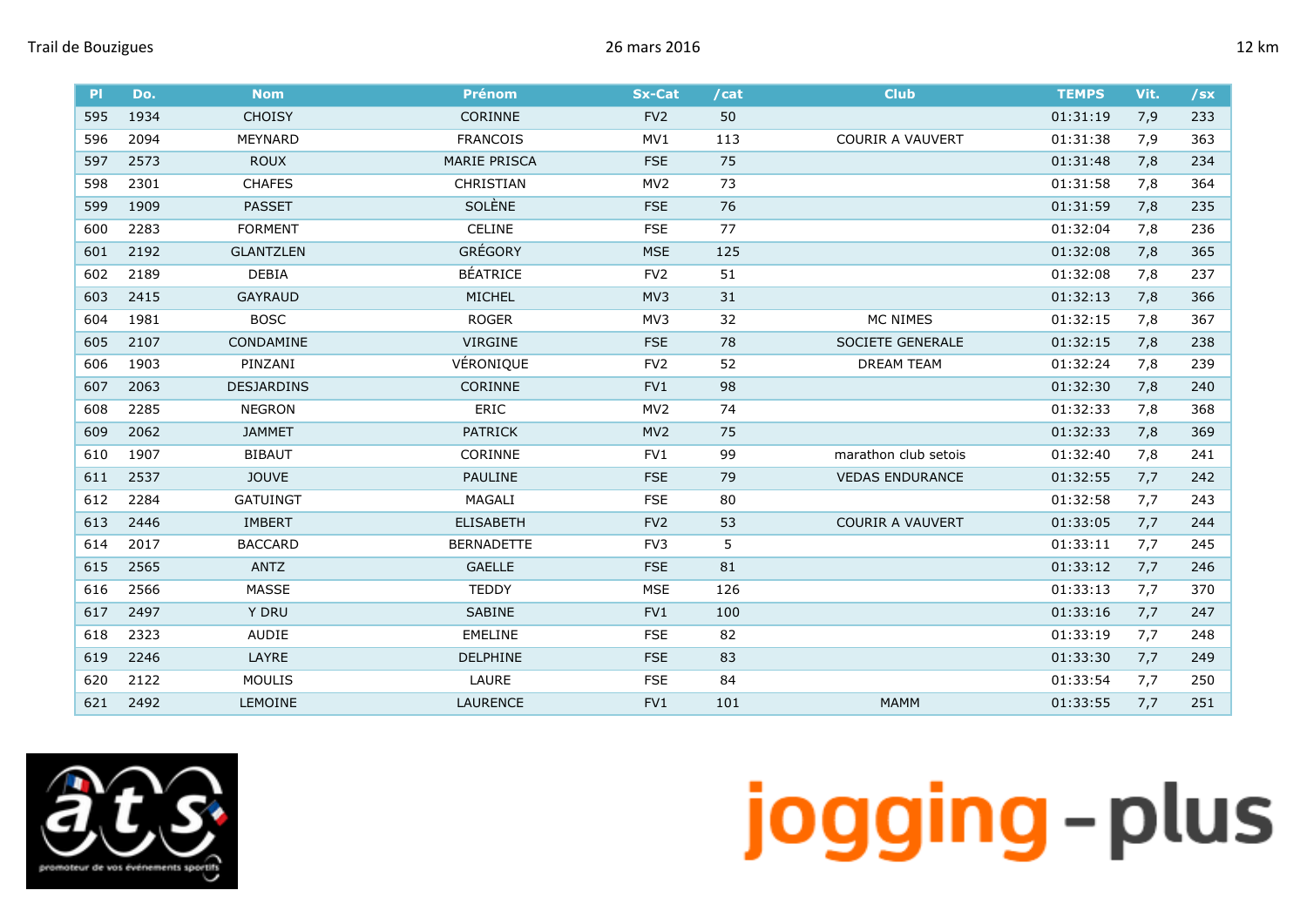| Pl | Do. | Nom | Prénom | Sx-Cat | /cat | Club | TEMPS | Vit. | /sx |
|---|---|---|---|---|---|---|---|---|---|
| 595 | 1934 | CHOISY | CORINNE | FV2 | 50 | | 01:31:19 | 7,9 | 233 |
| 596 | 2094 | MEYNARD | FRANCOIS | MV1 | 113 | COURIR A VAUVERT | 01:31:38 | 7,9 | 363 |
| 597 | 2573 | ROUX | MARIE PRISCA | FSE | 75 | | 01:31:48 | 7,8 | 234 |
| 598 | 2301 | CHAFES | CHRISTIAN | MV2 | 73 | | 01:31:58 | 7,8 | 364 |
| 599 | 1909 | PASSET | SOLÈNE | FSE | 76 | | 01:31:59 | 7,8 | 235 |
| 600 | 2283 | FORMENT | CELINE | FSE | 77 | | 01:32:04 | 7,8 | 236 |
| 601 | 2192 | GLANTZLEN | GRÉGORY | MSE | 125 | | 01:32:08 | 7,8 | 365 |
| 602 | 2189 | DEBIA | BÉATRICE | FV2 | 51 | | 01:32:08 | 7,8 | 237 |
| 603 | 2415 | GAYRAUD | MICHEL | MV3 | 31 | | 01:32:13 | 7,8 | 366 |
| 604 | 1981 | BOSC | ROGER | MV3 | 32 | MC NIMES | 01:32:15 | 7,8 | 367 |
| 605 | 2107 | CONDAMINE | VIRGINE | FSE | 78 | SOCIETE GENERALE | 01:32:15 | 7,8 | 238 |
| 606 | 1903 | PINZANI | VÉRONIQUE | FV2 | 52 | DREAM TEAM | 01:32:24 | 7,8 | 239 |
| 607 | 2063 | DESJARDINS | CORINNE | FV1 | 98 | | 01:32:30 | 7,8 | 240 |
| 608 | 2285 | NEGRON | ERIC | MV2 | 74 | | 01:32:33 | 7,8 | 368 |
| 609 | 2062 | JAMMET | PATRICK | MV2 | 75 | | 01:32:33 | 7,8 | 369 |
| 610 | 1907 | BIBAUT | CORINNE | FV1 | 99 | marathon club setois | 01:32:40 | 7,8 | 241 |
| 611 | 2537 | JOUVE | PAULINE | FSE | 79 | VEDAS ENDURANCE | 01:32:55 | 7,7 | 242 |
| 612 | 2284 | GATUINGT | MAGALI | FSE | 80 | | 01:32:58 | 7,7 | 243 |
| 613 | 2446 | IMBERT | ELISABETH | FV2 | 53 | COURIR A VAUVERT | 01:33:05 | 7,7 | 244 |
| 614 | 2017 | BACCARD | BERNADETTE | FV3 | 5 | | 01:33:11 | 7,7 | 245 |
| 615 | 2565 | ANTZ | GAELLE | FSE | 81 | | 01:33:12 | 7,7 | 246 |
| 616 | 2566 | MASSE | TEDDY | MSE | 126 | | 01:33:13 | 7,7 | 370 |
| 617 | 2497 | Y DRU | SABINE | FV1 | 100 | | 01:33:16 | 7,7 | 247 |
| 618 | 2323 | AUDIE | EMELINE | FSE | 82 | | 01:33:19 | 7,7 | 248 |
| 619 | 2246 | LAYRE | DELPHINE | FSE | 83 | | 01:33:30 | 7,7 | 249 |
| 620 | 2122 | MOULIS | LAURE | FSE | 84 | | 01:33:54 | 7,7 | 250 |
| 621 | 2492 | LEMOINE | LAURENCE | FV1 | 101 | MAMM | 01:33:55 | 7,7 | 251 |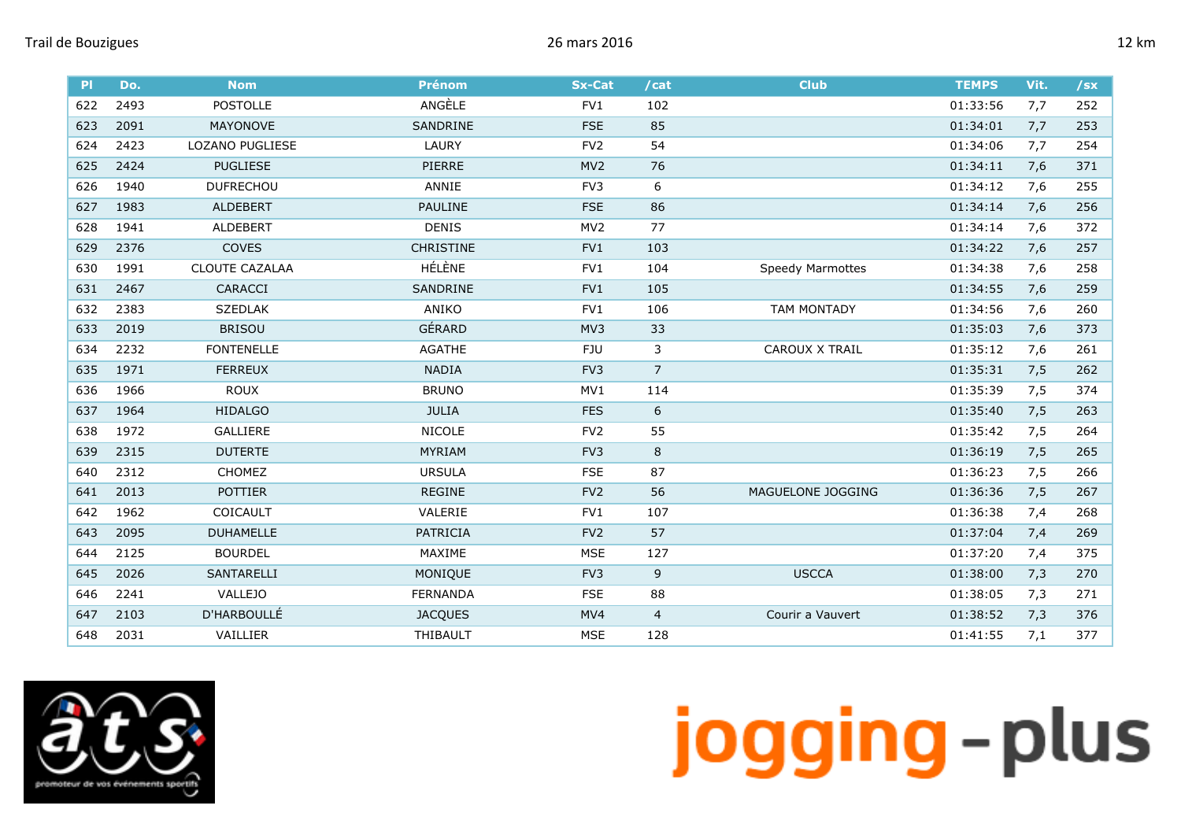Trail de Bouzigues — 26 mars 2016 — 12 km

| Pl | Do. | Nom | Prénom | Sx-Cat | /cat | Club | TEMPS | Vit. | /sx |
|---|---|---|---|---|---|---|---|---|---|
| 622 | 2493 | POSTOLLE | ANGÈLE | FV1 | 102 | | 01:33:56 | 7,7 | 252 |
| 623 | 2091 | MAYONOVE | SANDRINE | FSE | 85 | | 01:34:01 | 7,7 | 253 |
| 624 | 2423 | LOZANO PUGLIESE | LAURY | FV2 | 54 | | 01:34:06 | 7,7 | 254 |
| 625 | 2424 | PUGLIESE | PIERRE | MV2 | 76 | | 01:34:11 | 7,6 | 371 |
| 626 | 1940 | DUFRECHOU | ANNIE | FV3 | 6 | | 01:34:12 | 7,6 | 255 |
| 627 | 1983 | ALDEBERT | PAULINE | FSE | 86 | | 01:34:14 | 7,6 | 256 |
| 628 | 1941 | ALDEBERT | DENIS | MV2 | 77 | | 01:34:14 | 7,6 | 372 |
| 629 | 2376 | COVES | CHRISTINE | FV1 | 103 | | 01:34:22 | 7,6 | 257 |
| 630 | 1991 | CLOUTE CAZALAA | HÉLÈNE | FV1 | 104 | Speedy Marmottes | 01:34:38 | 7,6 | 258 |
| 631 | 2467 | CARACCI | SANDRINE | FV1 | 105 | | 01:34:55 | 7,6 | 259 |
| 632 | 2383 | SZEDLAK | ANIKO | FV1 | 106 | TAM MONTADY | 01:34:56 | 7,6 | 260 |
| 633 | 2019 | BRISOU | GÉRARD | MV3 | 33 | | 01:35:03 | 7,6 | 373 |
| 634 | 2232 | FONTENELLE | AGATHE | FJU | 3 | CAROUX X TRAIL | 01:35:12 | 7,6 | 261 |
| 635 | 1971 | FERREUX | NADIA | FV3 | 7 | | 01:35:31 | 7,5 | 262 |
| 636 | 1966 | ROUX | BRUNO | MV1 | 114 | | 01:35:39 | 7,5 | 374 |
| 637 | 1964 | HIDALGO | JULIA | FES | 6 | | 01:35:40 | 7,5 | 263 |
| 638 | 1972 | GALLIERE | NICOLE | FV2 | 55 | | 01:35:42 | 7,5 | 264 |
| 639 | 2315 | DUTERTE | MYRIAM | FV3 | 8 | | 01:36:19 | 7,5 | 265 |
| 640 | 2312 | CHOMEZ | URSULA | FSE | 87 | | 01:36:23 | 7,5 | 266 |
| 641 | 2013 | POTTIER | REGINE | FV2 | 56 | MAGUELONE JOGGING | 01:36:36 | 7,5 | 267 |
| 642 | 1962 | COICAULT | VALERIE | FV1 | 107 | | 01:36:38 | 7,4 | 268 |
| 643 | 2095 | DUHAMELLE | PATRICIA | FV2 | 57 | | 01:37:04 | 7,4 | 269 |
| 644 | 2125 | BOURDEL | MAXIME | MSE | 127 | | 01:37:20 | 7,4 | 375 |
| 645 | 2026 | SANTARELLI | MONIQUE | FV3 | 9 | USCCA | 01:38:00 | 7,3 | 270 |
| 646 | 2241 | VALLEJO | FERNANDA | FSE | 88 | | 01:38:05 | 7,3 | 271 |
| 647 | 2103 | D'HARBOULLÉ | JACQUES | MV4 | 4 | Courir a Vauvert | 01:38:52 | 7,3 | 376 |
| 648 | 2031 | VAILLIER | THIBAULT | MSE | 128 | | 01:41:55 | 7,1 | 377 |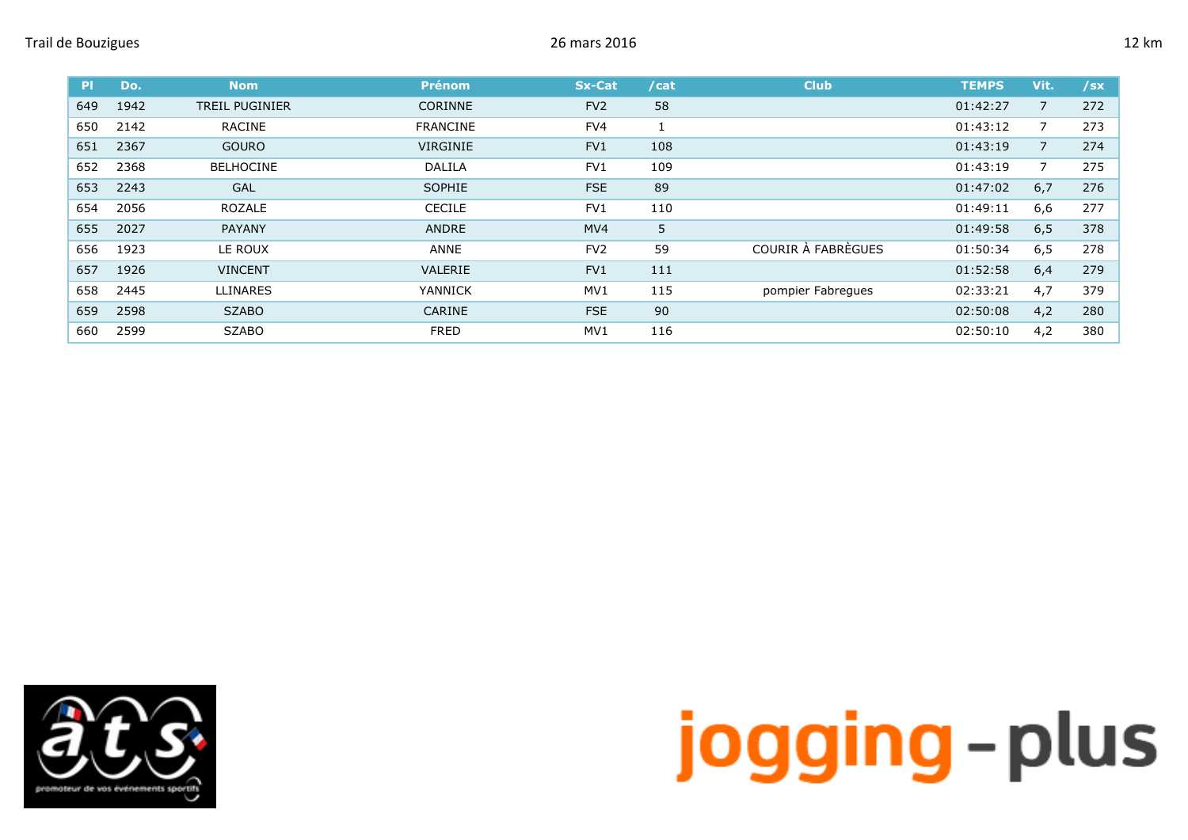| Pl | Do. | Nom | Prénom | Sx-Cat | /cat | Club | TEMPS | Vit. | /sx |
|---|---|---|---|---|---|---|---|---|---|
| 649 | 1942 | TREIL PUGINIER | CORINNE | FV2 | 58 | | 01:42:27 | 7 | 272 |
| 650 | 2142 | RACINE | FRANCINE | FV4 | 1 | | 01:43:12 | 7 | 273 |
| 651 | 2367 | GOURO | VIRGINIE | FV1 | 108 | | 01:43:19 | 7 | 274 |
| 652 | 2368 | BELHOCINE | DALILA | FV1 | 109 | | 01:43:19 | 7 | 275 |
| 653 | 2243 | GAL | SOPHIE | FSE | 89 | | 01:47:02 | 6,7 | 276 |
| 654 | 2056 | ROZALE | CECILE | FV1 | 110 | | 01:49:11 | 6,6 | 277 |
| 655 | 2027 | PAYANY | ANDRE | MV4 | 5 | | 01:49:58 | 6,5 | 378 |
| 656 | 1923 | LE ROUX | ANNE | FV2 | 59 | COURIR À FABRÈGUES | 01:50:34 | 6,5 | 278 |
| 657 | 1926 | VINCENT | VALERIE | FV1 | 111 | | 01:52:58 | 6,4 | 279 |
| 658 | 2445 | LLINARES | YANNICK | MV1 | 115 | pompier Fabregues | 02:33:21 | 4,7 | 379 |
| 659 | 2598 | SZABO | CARINE | FSE | 90 | | 02:50:08 | 4,2 | 280 |
| 660 | 2599 | SZABO | FRED | MV1 | 116 | | 02:50:10 | 4,2 | 380 |